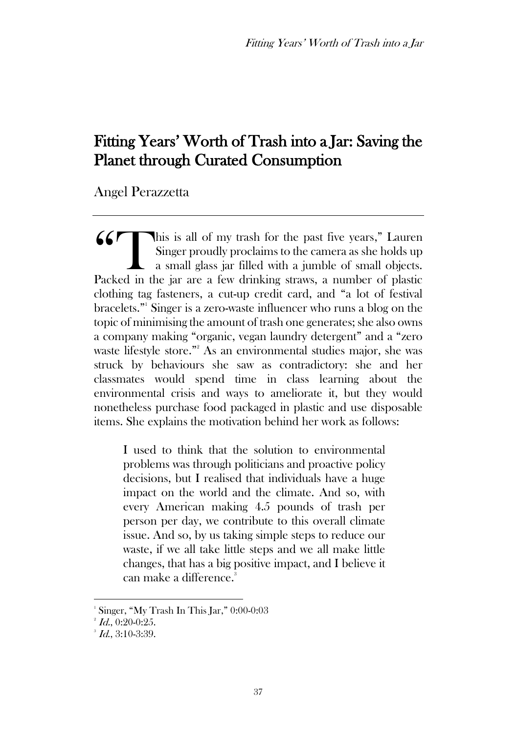# Fitting Years' Worth of Trash into a Jar: Saving the Planet through Curated Consumption

Angel Perazzetta

---

"This is all of my trash for the past five years," Lauren Singer proudly proclaims to the camera as she holds up a small glass jar filled with a jumble of small objects. Packed in the jar are a few drinking straws, a number of plastic clothing tag fasteners, a cut-up credit card, and "a lot of festival bracelets."[1] Singer is a zero-waste influencer who runs a blog on the topic of minimising the amount of trash one generates; she also owns a company making "organic, vegan laundry detergent" and a "zero waste lifestyle store."[2] As an environmental studies major, she was struck by behaviours she saw as contradictory: she and her classmates would spend time in class learning about the environmental crisis and ways to ameliorate it, but they would nonetheless purchase food packaged in plastic and use disposable items. She explains the motivation behind her work as follows:

> I used to think that the solution to environmental problems was through politicians and proactive policy decisions, but I realised that individuals have a huge impact on the world and the climate. And so, with every American making 4.5 pounds of trash per person per day, we contribute to this overall climate issue. And so, by us taking simple steps to reduce our waste, if we all take little steps and we all make little changes, that has a big positive impact, and I believe it can make a difference.[3]

---

[1] Singer, "My Trash In This Jar," 0:00-0:03

[2] *Id.*, 0:20-0:25.

[3] *Id.*, 3:10-3:39.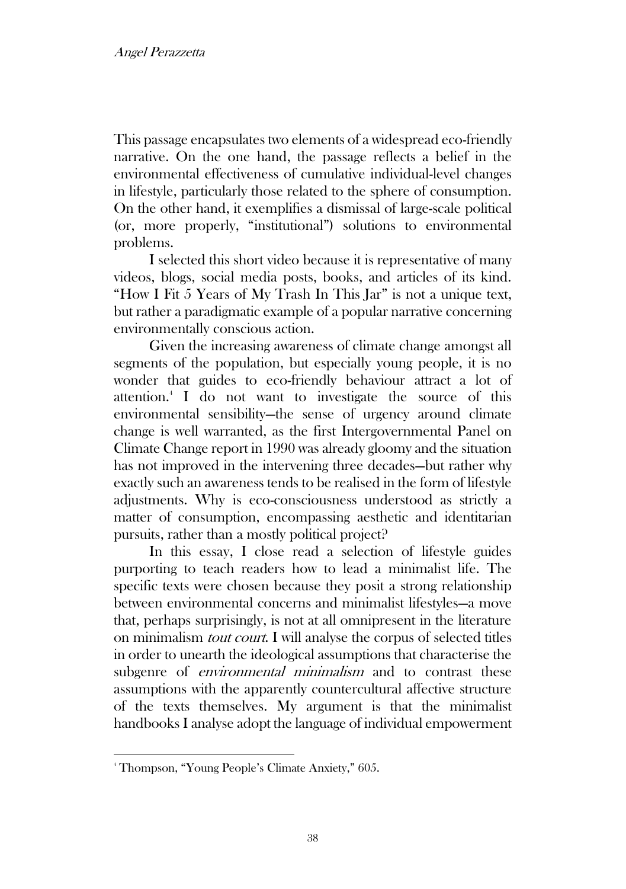This passage encapsulates two elements of a widespread eco-friendly narrative. On the one hand, the passage reflects a belief in the environmental effectiveness of cumulative individual-level changes in lifestyle, particularly those related to the sphere of consumption. On the other hand, it exemplifies a dismissal of large-scale political (or, more properly, "institutional") solutions to environmental problems.

I selected this short video because it is representative of many videos, blogs, social media posts, books, and articles of its kind. "How I Fit 5 Years of My Trash In This Jar" is not a unique text, but rather a paradigmatic example of a popular narrative concerning environmentally conscious action.

Given the increasing awareness of climate change amongst all segments of the population, but especially young people, it is no wonder that guides to eco-friendly behaviour attract a lot of attention.[4] I do not want to investigate the source of this environmental sensibility—the sense of urgency around climate change is well warranted, as the first Intergovernmental Panel on Climate Change report in 1990 was already gloomy and the situation has not improved in the intervening three decades—but rather why exactly such an awareness tends to be realised in the form of lifestyle adjustments. Why is eco-consciousness understood as strictly a matter of consumption, encompassing aesthetic and identitarian pursuits, rather than a mostly political project?

In this essay, I close read a selection of lifestyle guides purporting to teach readers how to lead a minimalist life. The specific texts were chosen because they posit a strong relationship between environmental concerns and minimalist lifestyles—a move that, perhaps surprisingly, is not at all omnipresent in the literature on minimalism *tout court*. I will analyse the corpus of selected titles in order to unearth the ideological assumptions that characterise the subgenre of *environmental minimalism* and to contrast these assumptions with the apparently countercultural affective structure of the texts themselves. My argument is that the minimalist handbooks I analyse adopt the language of individual empowerment

[4] Thompson, "Young People's Climate Anxiety," 605.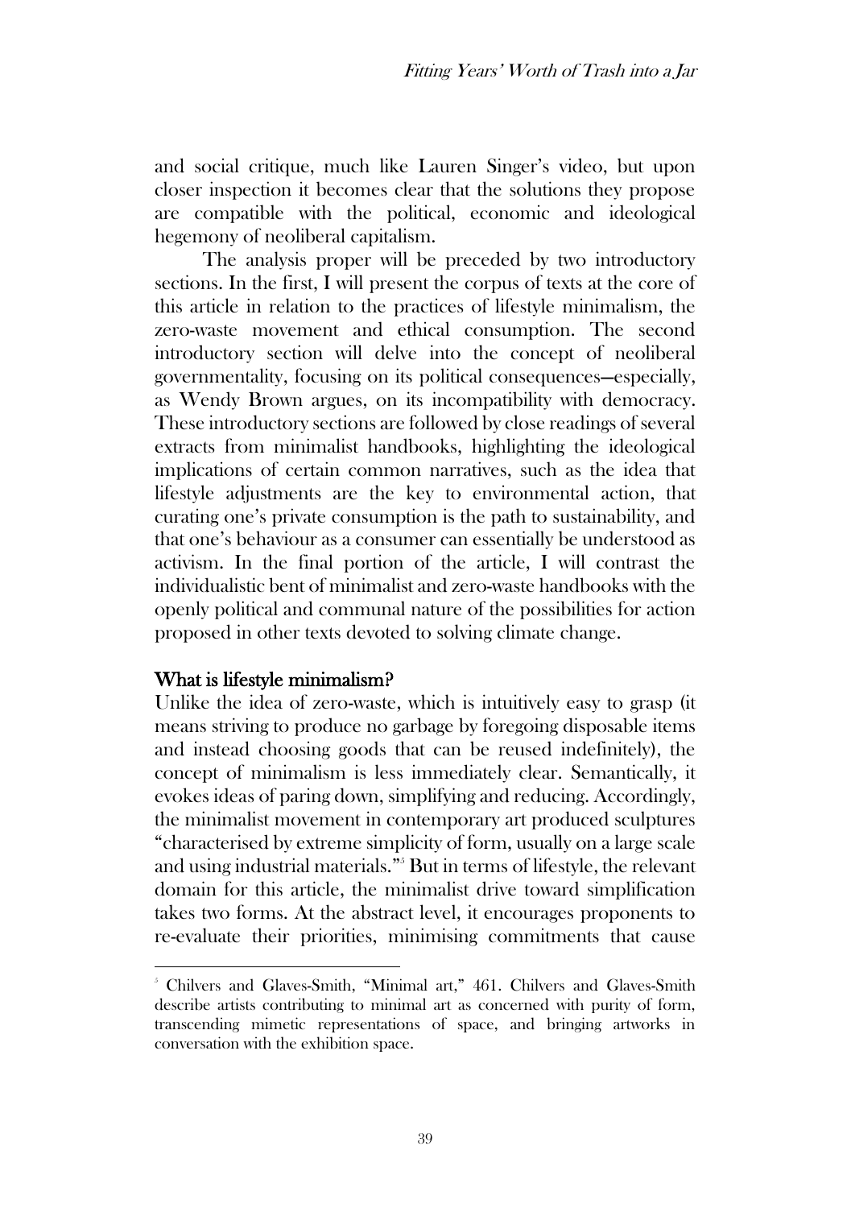and social critique, much like Lauren Singer's video, but upon closer inspection it becomes clear that the solutions they propose are compatible with the political, economic and ideological hegemony of neoliberal capitalism.

The analysis proper will be preceded by two introductory sections. In the first, I will present the corpus of texts at the core of this article in relation to the practices of lifestyle minimalism, the zero-waste movement and ethical consumption. The second introductory section will delve into the concept of neoliberal governmentality, focusing on its political consequences—especially, as Wendy Brown argues, on its incompatibility with democracy. These introductory sections are followed by close readings of several extracts from minimalist handbooks, highlighting the ideological implications of certain common narratives, such as the idea that lifestyle adjustments are the key to environmental action, that curating one's private consumption is the path to sustainability, and that one's behaviour as a consumer can essentially be understood as activism. In the final portion of the article, I will contrast the individualistic bent of minimalist and zero-waste handbooks with the openly political and communal nature of the possibilities for action proposed in other texts devoted to solving climate change.

## What is lifestyle minimalism?

Unlike the idea of zero-waste, which is intuitively easy to grasp (it means striving to produce no garbage by foregoing disposable items and instead choosing goods that can be reused indefinitely), the concept of minimalism is less immediately clear. Semantically, it evokes ideas of paring down, simplifying and reducing. Accordingly, the minimalist movement in contemporary art produced sculptures "characterised by extreme simplicity of form, usually on a large scale and using industrial materials."[5] But in terms of lifestyle, the relevant domain for this article, the minimalist drive toward simplification takes two forms. At the abstract level, it encourages proponents to re-evaluate their priorities, minimising commitments that cause

---

[5] Chilvers and Glaves-Smith, "Minimal art," 461. Chilvers and Glaves-Smith describe artists contributing to minimal art as concerned with purity of form, transcending mimetic representations of space, and bringing artworks in conversation with the exhibition space.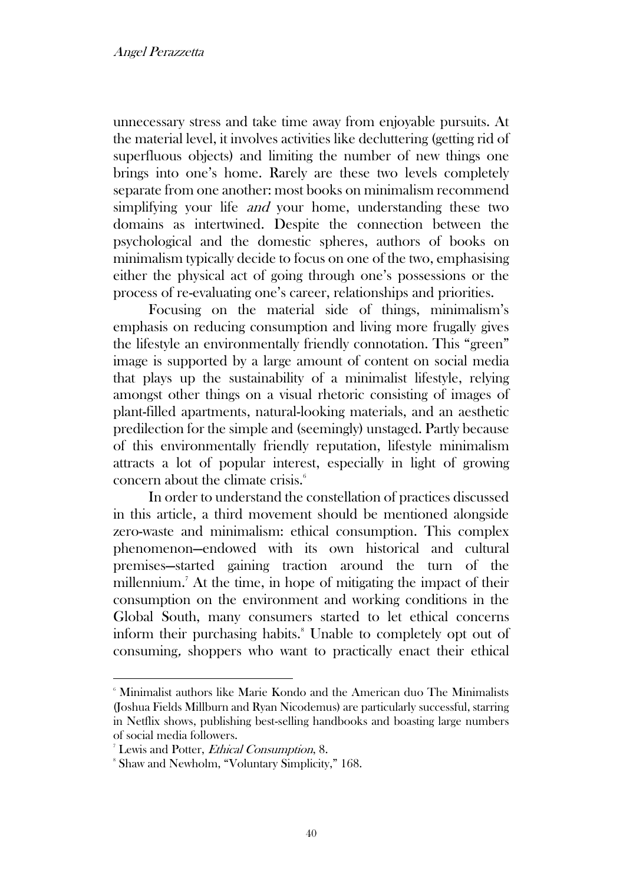unnecessary stress and take time away from enjoyable pursuits. At the material level, it involves activities like decluttering (getting rid of superfluous objects) and limiting the number of new things one brings into one's home. Rarely are these two levels completely separate from one another: most books on minimalism recommend simplifying your life *and* your home, understanding these two domains as intertwined. Despite the connection between the psychological and the domestic spheres, authors of books on minimalism typically decide to focus on one of the two, emphasising either the physical act of going through one's possessions or the process of re-evaluating one's career, relationships and priorities.

Focusing on the material side of things, minimalism's emphasis on reducing consumption and living more frugally gives the lifestyle an environmentally friendly connotation. This "green" image is supported by a large amount of content on social media that plays up the sustainability of a minimalist lifestyle, relying amongst other things on a visual rhetoric consisting of images of plant-filled apartments, natural-looking materials, and an aesthetic predilection for the simple and (seemingly) unstaged. Partly because of this environmentally friendly reputation, lifestyle minimalism attracts a lot of popular interest, especially in light of growing concern about the climate crisis.[6]

In order to understand the constellation of practices discussed in this article, a third movement should be mentioned alongside zero-waste and minimalism: ethical consumption. This complex phenomenon—endowed with its own historical and cultural premises—started gaining traction around the turn of the millennium.[7] At the time, in hope of mitigating the impact of their consumption on the environment and working conditions in the Global South, many consumers started to let ethical concerns inform their purchasing habits.[8] Unable to completely opt out of consuming, shoppers who want to practically enact their ethical

---

[6] Minimalist authors like Marie Kondo and the American duo The Minimalists (Joshua Fields Millburn and Ryan Nicodemus) are particularly successful, starring in Netflix shows, publishing best-selling handbooks and boasting large numbers of social media followers.

[7] Lewis and Potter, *Ethical Consumption*, 8.

[8] Shaw and Newholm, "Voluntary Simplicity," 168.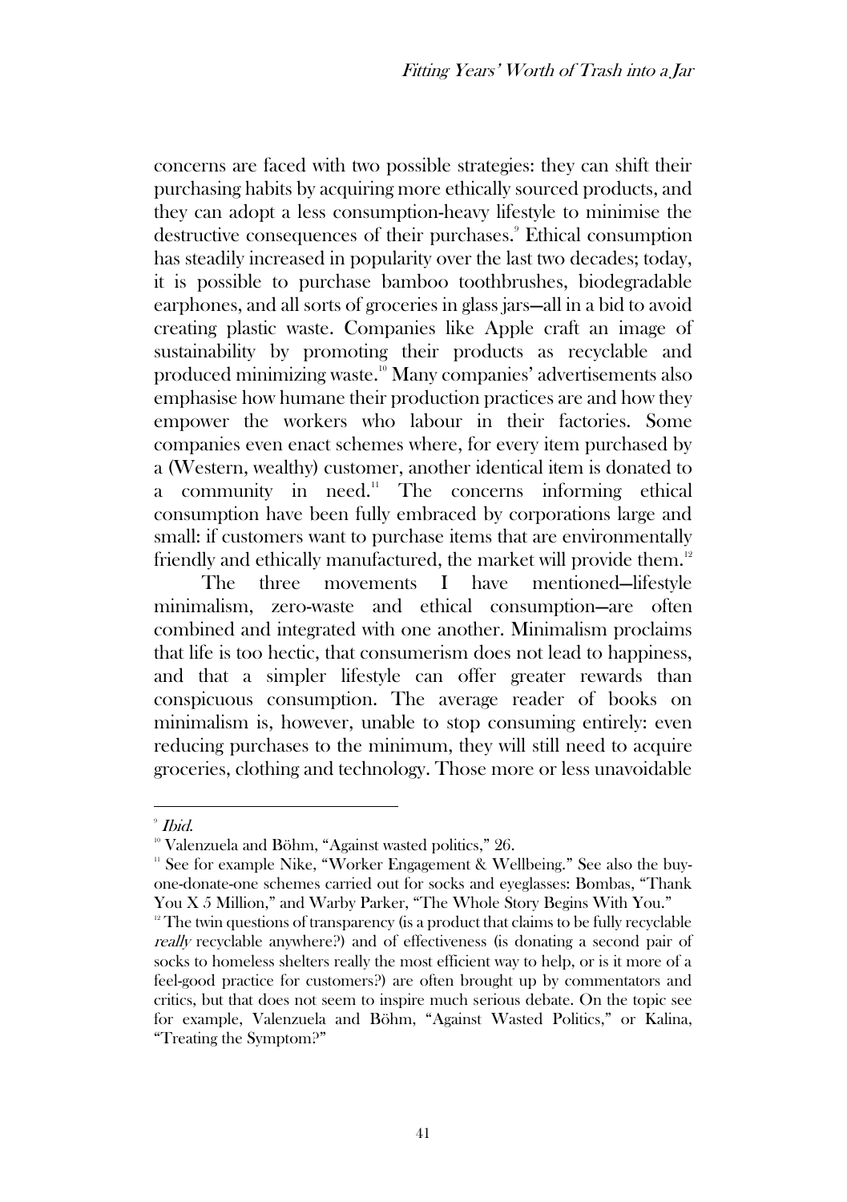concerns are faced with two possible strategies: they can shift their purchasing habits by acquiring more ethically sourced products, and they can adopt a less consumption-heavy lifestyle to minimise the destructive consequences of their purchases.[9] Ethical consumption has steadily increased in popularity over the last two decades; today, it is possible to purchase bamboo toothbrushes, biodegradable earphones, and all sorts of groceries in glass jars—all in a bid to avoid creating plastic waste. Companies like Apple craft an image of sustainability by promoting their products as recyclable and produced minimizing waste.[10] Many companies' advertisements also emphasise how humane their production practices are and how they empower the workers who labour in their factories. Some companies even enact schemes where, for every item purchased by a (Western, wealthy) customer, another identical item is donated to a community in need.[11] The concerns informing ethical consumption have been fully embraced by corporations large and small: if customers want to purchase items that are environmentally friendly and ethically manufactured, the market will provide them.[12]

The three movements I have mentioned—lifestyle minimalism, zero-waste and ethical consumption—are often combined and integrated with one another. Minimalism proclaims that life is too hectic, that consumerism does not lead to happiness, and that a simpler lifestyle can offer greater rewards than conspicuous consumption. The average reader of books on minimalism is, however, unable to stop consuming entirely: even reducing purchases to the minimum, they will still need to acquire groceries, clothing and technology. Those more or less unavoidable

---

[9] *Ibid.*

[10] Valenzuela and Böhm, "Against wasted politics," 26.

[11] See for example Nike, "Worker Engagement & Wellbeing." See also the buy-one-donate-one schemes carried out for socks and eyeglasses: Bombas, "Thank You X 5 Million," and Warby Parker, "The Whole Story Begins With You."

[12] The twin questions of transparency (is a product that claims to be fully recyclable *really* recyclable anywhere?) and of effectiveness (is donating a second pair of socks to homeless shelters really the most efficient way to help, or is it more of a feel-good practice for customers?) are often brought up by commentators and critics, but that does not seem to inspire much serious debate. On the topic see for example, Valenzuela and Böhm, "Against Wasted Politics," or Kalina, "Treating the Symptom?"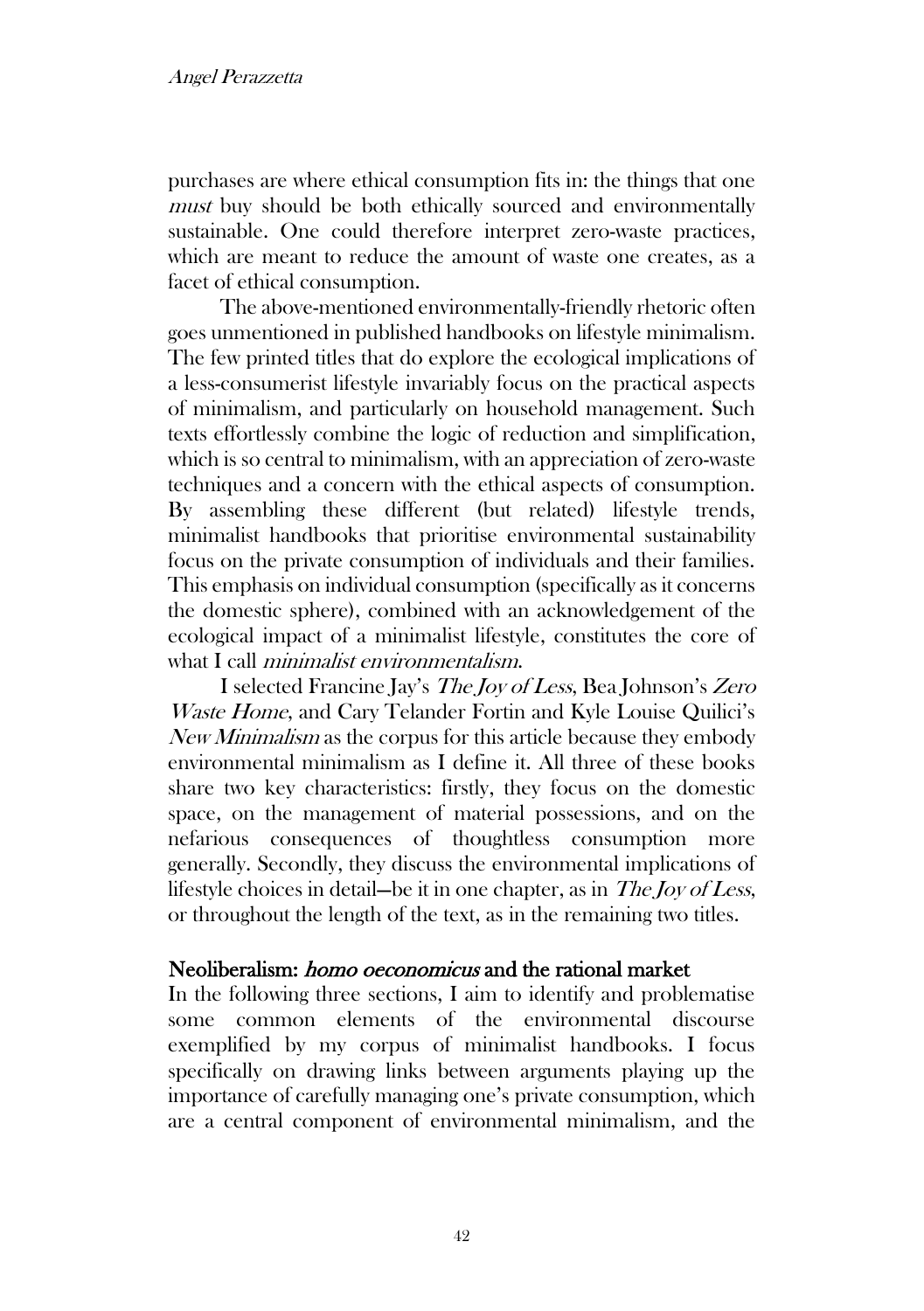purchases are where ethical consumption fits in: the things that one *must* buy should be both ethically sourced and environmentally sustainable. One could therefore interpret zero-waste practices, which are meant to reduce the amount of waste one creates, as a facet of ethical consumption.

The above-mentioned environmentally-friendly rhetoric often goes unmentioned in published handbooks on lifestyle minimalism. The few printed titles that do explore the ecological implications of a less-consumerist lifestyle invariably focus on the practical aspects of minimalism, and particularly on household management. Such texts effortlessly combine the logic of reduction and simplification, which is so central to minimalism, with an appreciation of zero-waste techniques and a concern with the ethical aspects of consumption. By assembling these different (but related) lifestyle trends, minimalist handbooks that prioritise environmental sustainability focus on the private consumption of individuals and their families. This emphasis on individual consumption (specifically as it concerns the domestic sphere), combined with an acknowledgement of the ecological impact of a minimalist lifestyle, constitutes the core of what I call *minimalist environmentalism*.

I selected Francine Jay's *The Joy of Less*, Bea Johnson's *Zero Waste Home*, and Cary Telander Fortin and Kyle Louise Quilici's *New Minimalism* as the corpus for this article because they embody environmental minimalism as I define it. All three of these books share two key characteristics: firstly, they focus on the domestic space, on the management of material possessions, and on the nefarious consequences of thoughtless consumption more generally. Secondly, they discuss the environmental implications of lifestyle choices in detail—be it in one chapter, as in *The Joy of Less*, or throughout the length of the text, as in the remaining two titles.

## Neoliberalism: *homo oeconomicus* and the rational market

In the following three sections, I aim to identify and problematise some common elements of the environmental discourse exemplified by my corpus of minimalist handbooks. I focus specifically on drawing links between arguments playing up the importance of carefully managing one's private consumption, which are a central component of environmental minimalism, and the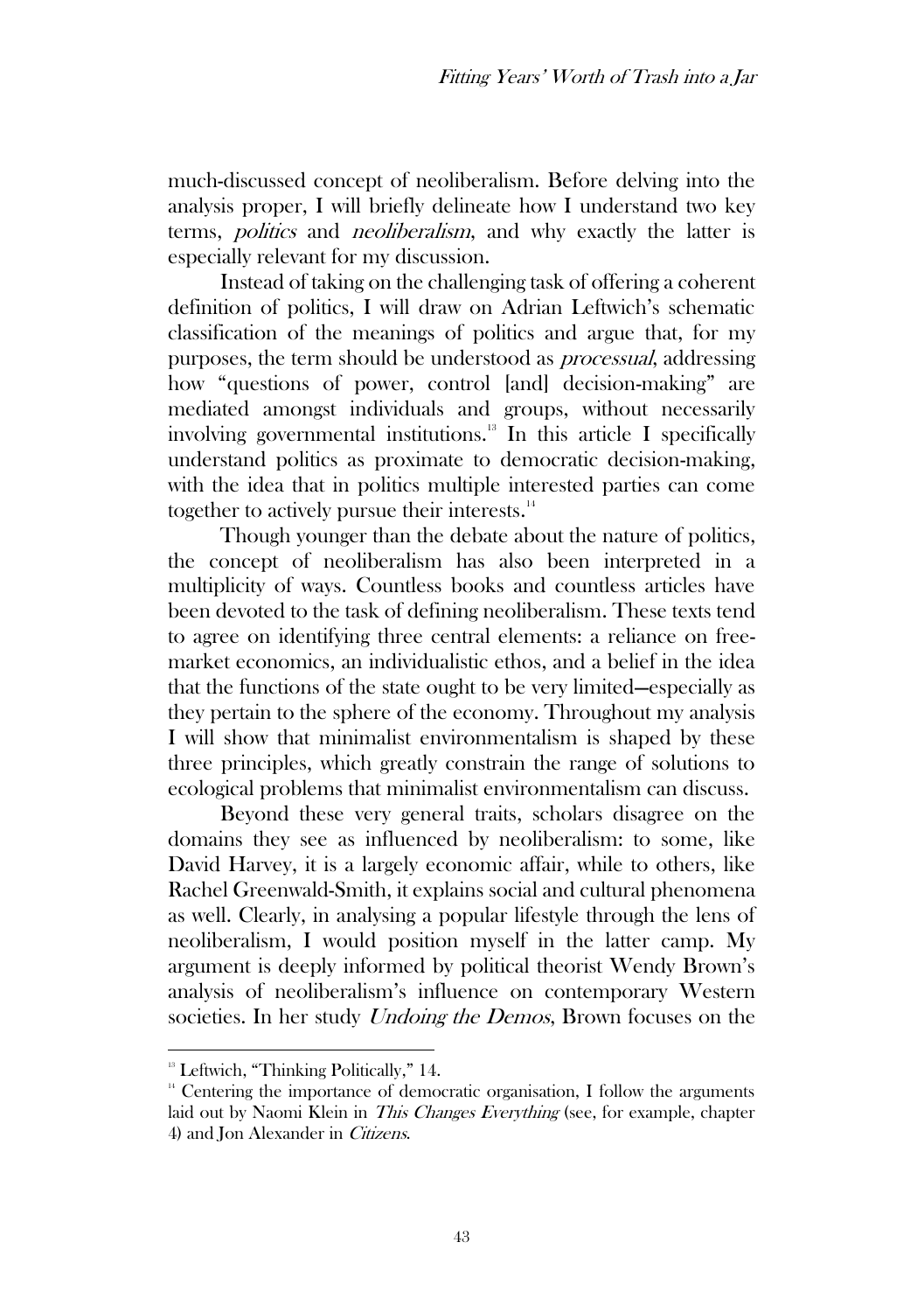much-discussed concept of neoliberalism. Before delving into the analysis proper, I will briefly delineate how I understand two key terms, *politics* and *neoliberalism*, and why exactly the latter is especially relevant for my discussion.

Instead of taking on the challenging task of offering a coherent definition of politics, I will draw on Adrian Leftwich's schematic classification of the meanings of politics and argue that, for my purposes, the term should be understood as *processual*, addressing how "questions of power, control [and] decision-making" are mediated amongst individuals and groups, without necessarily involving governmental institutions.[13] In this article I specifically understand politics as proximate to democratic decision-making, with the idea that in politics multiple interested parties can come together to actively pursue their interests.[14]

Though younger than the debate about the nature of politics, the concept of neoliberalism has also been interpreted in a multiplicity of ways. Countless books and countless articles have been devoted to the task of defining neoliberalism. These texts tend to agree on identifying three central elements: a reliance on free-market economics, an individualistic ethos, and a belief in the idea that the functions of the state ought to be very limited—especially as they pertain to the sphere of the economy. Throughout my analysis I will show that minimalist environmentalism is shaped by these three principles, which greatly constrain the range of solutions to ecological problems that minimalist environmentalism can discuss.

Beyond these very general traits, scholars disagree on the domains they see as influenced by neoliberalism: to some, like David Harvey, it is a largely economic affair, while to others, like Rachel Greenwald-Smith, it explains social and cultural phenomena as well. Clearly, in analysing a popular lifestyle through the lens of neoliberalism, I would position myself in the latter camp. My argument is deeply informed by political theorist Wendy Brown's analysis of neoliberalism's influence on contemporary Western societies. In her study *Undoing the Demos*, Brown focuses on the

---

[13] Leftwich, "Thinking Politically," 14.

[14] Centering the importance of democratic organisation, I follow the arguments laid out by Naomi Klein in *This Changes Everything* (see, for example, chapter 4) and Jon Alexander in *Citizens*.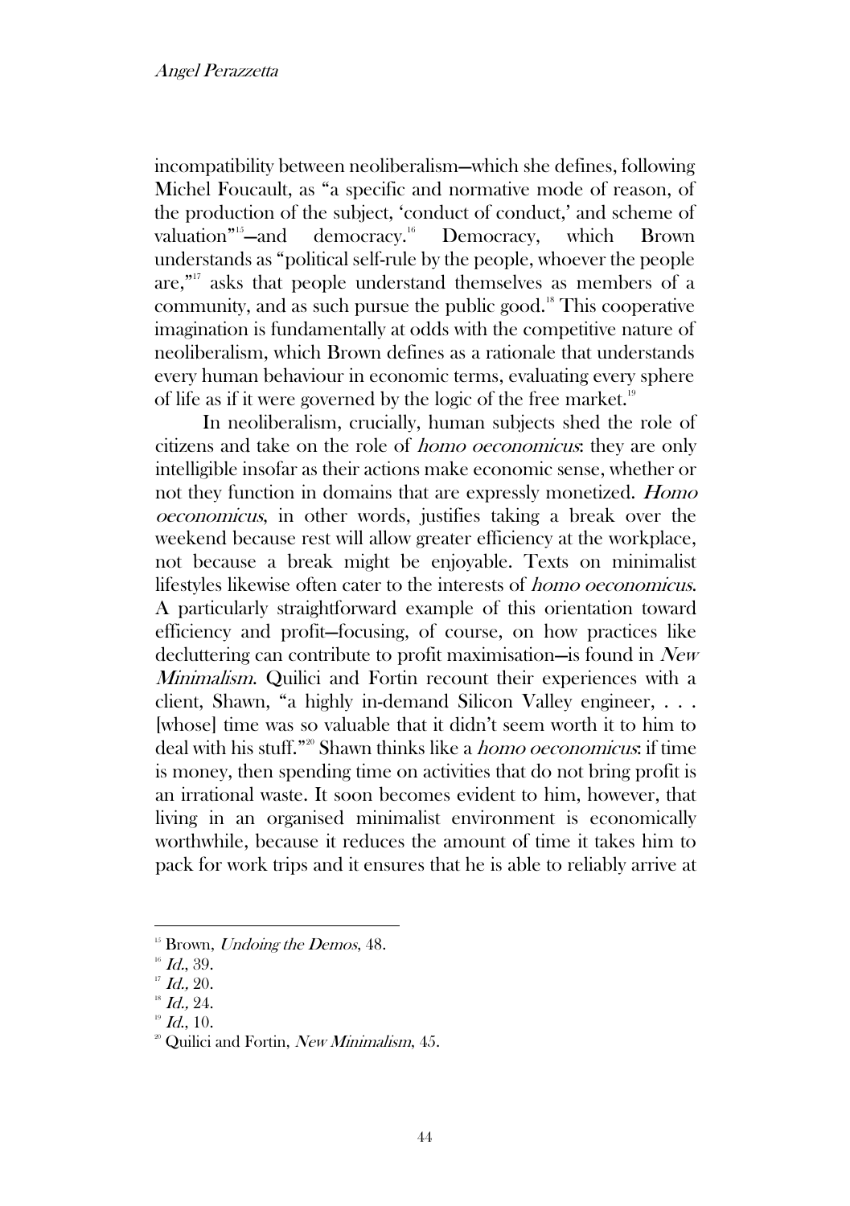incompatibility between neoliberalism—which she defines, following Michel Foucault, as "a specific and normative mode of reason, of the production of the subject, 'conduct of conduct,' and scheme of valuation"[15]—and democracy.[16] Democracy, which Brown understands as "political self-rule by the people, whoever the people are,"[17] asks that people understand themselves as members of a community, and as such pursue the public good.[18] This cooperative imagination is fundamentally at odds with the competitive nature of neoliberalism, which Brown defines as a rationale that understands every human behaviour in economic terms, evaluating every sphere of life as if it were governed by the logic of the free market.[19]

In neoliberalism, crucially, human subjects shed the role of citizens and take on the role of *homo oeconomicus*: they are only intelligible insofar as their actions make economic sense, whether or not they function in domains that are expressly monetized. *Homo oeconomicus*, in other words, justifies taking a break over the weekend because rest will allow greater efficiency at the workplace, not because a break might be enjoyable. Texts on minimalist lifestyles likewise often cater to the interests of *homo oeconomicus*. A particularly straightforward example of this orientation toward efficiency and profit—focusing, of course, on how practices like decluttering can contribute to profit maximisation—is found in *New Minimalism*. Quilici and Fortin recount their experiences with a client, Shawn, "a highly in-demand Silicon Valley engineer, . . . [whose] time was so valuable that it didn't seem worth it to him to deal with his stuff."[20] Shawn thinks like a *homo oeconomicus*: if time is money, then spending time on activities that do not bring profit is an irrational waste. It soon becomes evident to him, however, that living in an organised minimalist environment is economically worthwhile, because it reduces the amount of time it takes him to pack for work trips and it ensures that he is able to reliably arrive at

---

[15] Brown, *Undoing the Demos*, 48.

[16] *Id.*, 39.

[17] *Id.*, 20.

[18] *Id.*, 24.

[19] *Id.*, 10.

[20] Quilici and Fortin, *New Minimalism*, 45.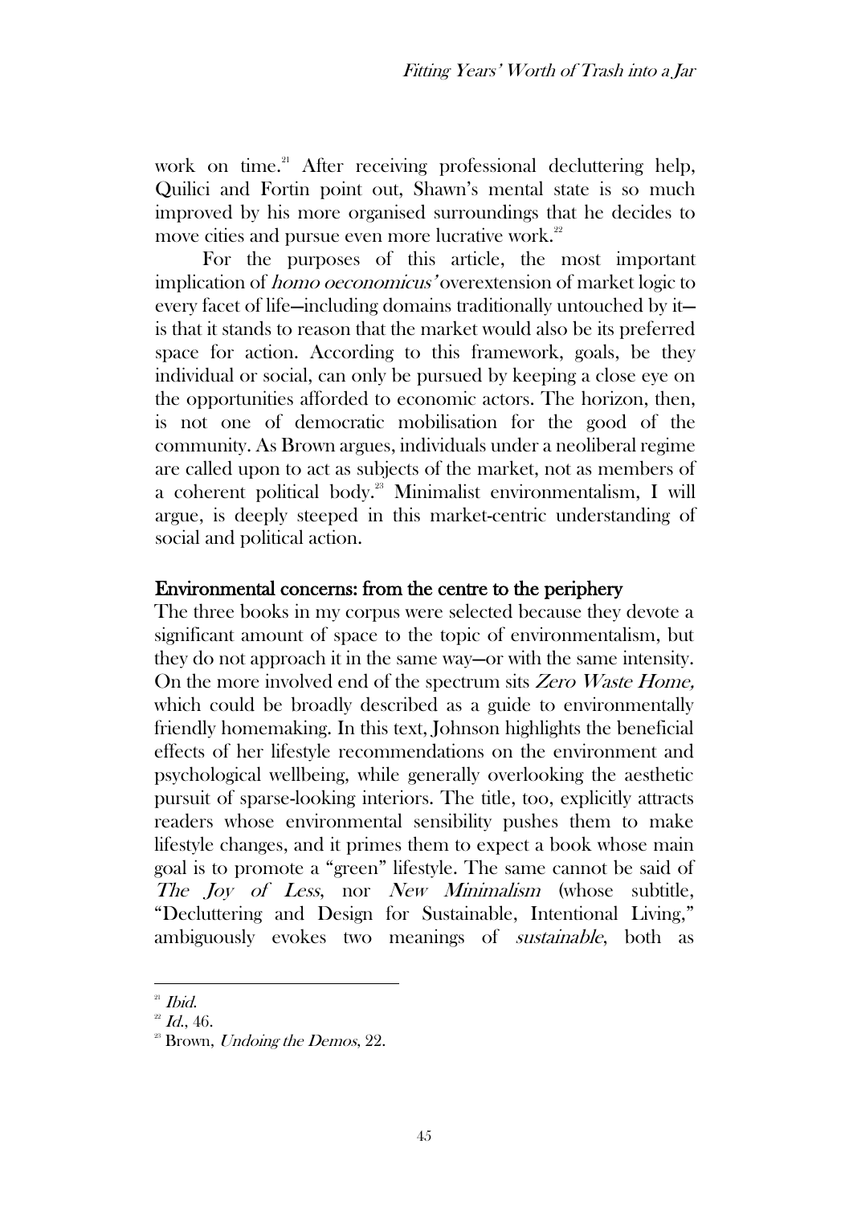work on time.[21] After receiving professional decluttering help, Quilici and Fortin point out, Shawn's mental state is so much improved by his more organised surroundings that he decides to move cities and pursue even more lucrative work.[22]

For the purposes of this article, the most important implication of *homo oeconomicus'* overextension of market logic to every facet of life—including domains traditionally untouched by it—is that it stands to reason that the market would also be its preferred space for action. According to this framework, goals, be they individual or social, can only be pursued by keeping a close eye on the opportunities afforded to economic actors. The horizon, then, is not one of democratic mobilisation for the good of the community. As Brown argues, individuals under a neoliberal regime are called upon to act as subjects of the market, not as members of a coherent political body.[23] Minimalist environmentalism, I will argue, is deeply steeped in this market-centric understanding of social and political action.

## Environmental concerns: from the centre to the periphery

The three books in my corpus were selected because they devote a significant amount of space to the topic of environmentalism, but they do not approach it in the same way—or with the same intensity. On the more involved end of the spectrum sits *Zero Waste Home,* which could be broadly described as a guide to environmentally friendly homemaking. In this text, Johnson highlights the beneficial effects of her lifestyle recommendations on the environment and psychological wellbeing, while generally overlooking the aesthetic pursuit of sparse-looking interiors. The title, too, explicitly attracts readers whose environmental sensibility pushes them to make lifestyle changes, and it primes them to expect a book whose main goal is to promote a "green" lifestyle. The same cannot be said of *The Joy of Less*, nor *New Minimalism* (whose subtitle, "Decluttering and Design for Sustainable, Intentional Living," ambiguously evokes two meanings of *sustainable*, both as

---

[21] *Ibid.*

[22] *Id.*, 46.

[23] Brown, *Undoing the Demos*, 22.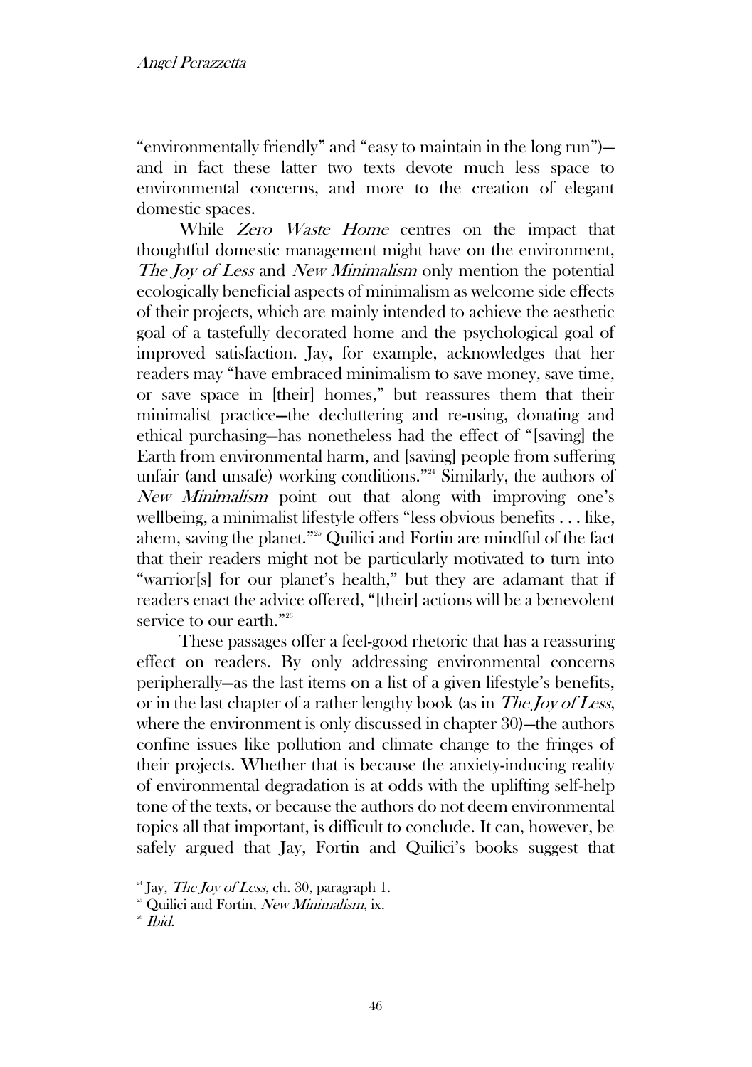"environmentally friendly" and "easy to maintain in the long run")—and in fact these latter two texts devote much less space to environmental concerns, and more to the creation of elegant domestic spaces.

While *Zero Waste Home* centres on the impact that thoughtful domestic management might have on the environment, *The Joy of Less* and *New Minimalism* only mention the potential ecologically beneficial aspects of minimalism as welcome side effects of their projects, which are mainly intended to achieve the aesthetic goal of a tastefully decorated home and the psychological goal of improved satisfaction. Jay, for example, acknowledges that her readers may "have embraced minimalism to save money, save time, or save space in [their] homes," but reassures them that their minimalist practice—the decluttering and re-using, donating and ethical purchasing—has nonetheless had the effect of "[saving] the Earth from environmental harm, and [saving] people from suffering unfair (and unsafe) working conditions."[24] Similarly, the authors of *New Minimalism* point out that along with improving one's wellbeing, a minimalist lifestyle offers "less obvious benefits . . . like, ahem, saving the planet."[25] Quilici and Fortin are mindful of the fact that their readers might not be particularly motivated to turn into "warrior[s] for our planet's health," but they are adamant that if readers enact the advice offered, "[their] actions will be a benevolent service to our earth."[26]

These passages offer a feel-good rhetoric that has a reassuring effect on readers. By only addressing environmental concerns peripherally—as the last items on a list of a given lifestyle's benefits, or in the last chapter of a rather lengthy book (as in *The Joy of Less*, where the environment is only discussed in chapter 30)—the authors confine issues like pollution and climate change to the fringes of their projects. Whether that is because the anxiety-inducing reality of environmental degradation is at odds with the uplifting self-help tone of the texts, or because the authors do not deem environmental topics all that important, is difficult to conclude. It can, however, be safely argued that Jay, Fortin and Quilici's books suggest that

---

[24] Jay, *The Joy of Less*, ch. 30, paragraph 1.

[25] Quilici and Fortin, *New Minimalism*, ix.

[26] *Ibid.*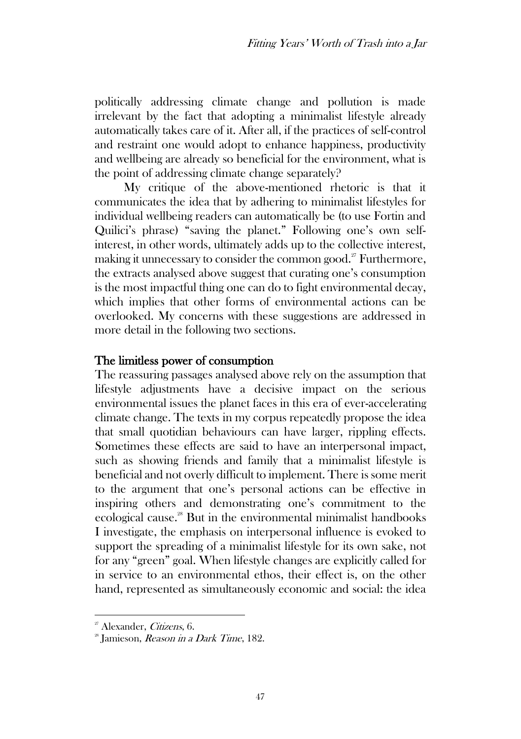politically addressing climate change and pollution is made irrelevant by the fact that adopting a minimalist lifestyle already automatically takes care of it. After all, if the practices of self-control and restraint one would adopt to enhance happiness, productivity and wellbeing are already so beneficial for the environment, what is the point of addressing climate change separately?

My critique of the above-mentioned rhetoric is that it communicates the idea that by adhering to minimalist lifestyles for individual wellbeing readers can automatically be (to use Fortin and Quilici's phrase) "saving the planet." Following one's own self-interest, in other words, ultimately adds up to the collective interest, making it unnecessary to consider the common good.[27] Furthermore, the extracts analysed above suggest that curating one's consumption is the most impactful thing one can do to fight environmental decay, which implies that other forms of environmental actions can be overlooked. My concerns with these suggestions are addressed in more detail in the following two sections.

## The limitless power of consumption

The reassuring passages analysed above rely on the assumption that lifestyle adjustments have a decisive impact on the serious environmental issues the planet faces in this era of ever-accelerating climate change. The texts in my corpus repeatedly propose the idea that small quotidian behaviours can have larger, rippling effects. Sometimes these effects are said to have an interpersonal impact, such as showing friends and family that a minimalist lifestyle is beneficial and not overly difficult to implement. There is some merit to the argument that one's personal actions can be effective in inspiring others and demonstrating one's commitment to the ecological cause.[28] But in the environmental minimalist handbooks I investigate, the emphasis on interpersonal influence is evoked to support the spreading of a minimalist lifestyle for its own sake, not for any "green" goal. When lifestyle changes are explicitly called for in service to an environmental ethos, their effect is, on the other hand, represented as simultaneously economic and social: the idea

---

[27] Alexander, *Citizens*, 6.

[28] Jamieson, *Reason in a Dark Time*, 182.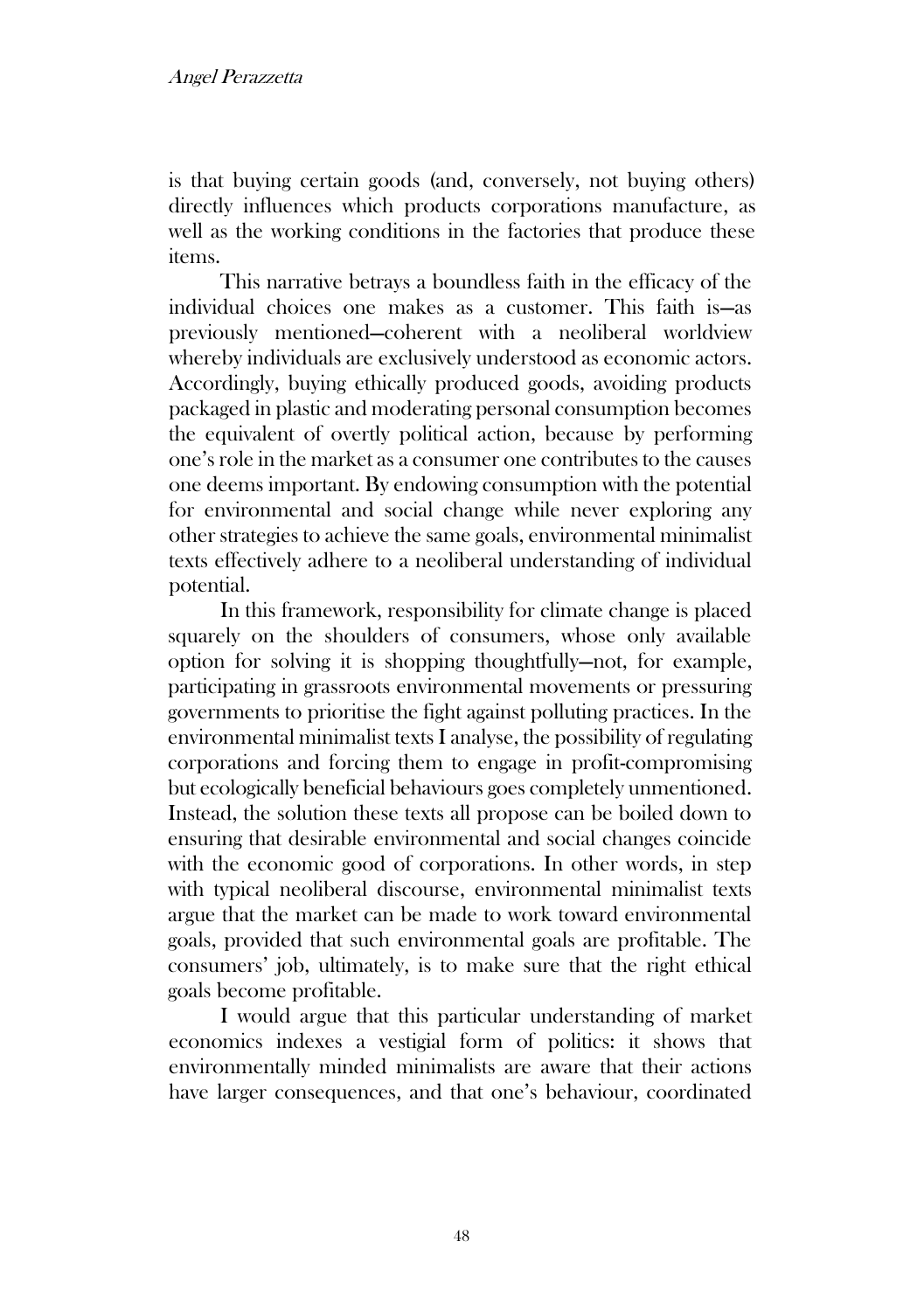is that buying certain goods (and, conversely, not buying others) directly influences which products corporations manufacture, as well as the working conditions in the factories that produce these items.

This narrative betrays a boundless faith in the efficacy of the individual choices one makes as a customer. This faith is—as previously mentioned—coherent with a neoliberal worldview whereby individuals are exclusively understood as economic actors. Accordingly, buying ethically produced goods, avoiding products packaged in plastic and moderating personal consumption becomes the equivalent of overtly political action, because by performing one's role in the market as a consumer one contributes to the causes one deems important. By endowing consumption with the potential for environmental and social change while never exploring any other strategies to achieve the same goals, environmental minimalist texts effectively adhere to a neoliberal understanding of individual potential.

In this framework, responsibility for climate change is placed squarely on the shoulders of consumers, whose only available option for solving it is shopping thoughtfully—not, for example, participating in grassroots environmental movements or pressuring governments to prioritise the fight against polluting practices. In the environmental minimalist texts I analyse, the possibility of regulating corporations and forcing them to engage in profit-compromising but ecologically beneficial behaviours goes completely unmentioned. Instead, the solution these texts all propose can be boiled down to ensuring that desirable environmental and social changes coincide with the economic good of corporations. In other words, in step with typical neoliberal discourse, environmental minimalist texts argue that the market can be made to work toward environmental goals, provided that such environmental goals are profitable. The consumers' job, ultimately, is to make sure that the right ethical goals become profitable.

I would argue that this particular understanding of market economics indexes a vestigial form of politics: it shows that environmentally minded minimalists are aware that their actions have larger consequences, and that one's behaviour, coordinated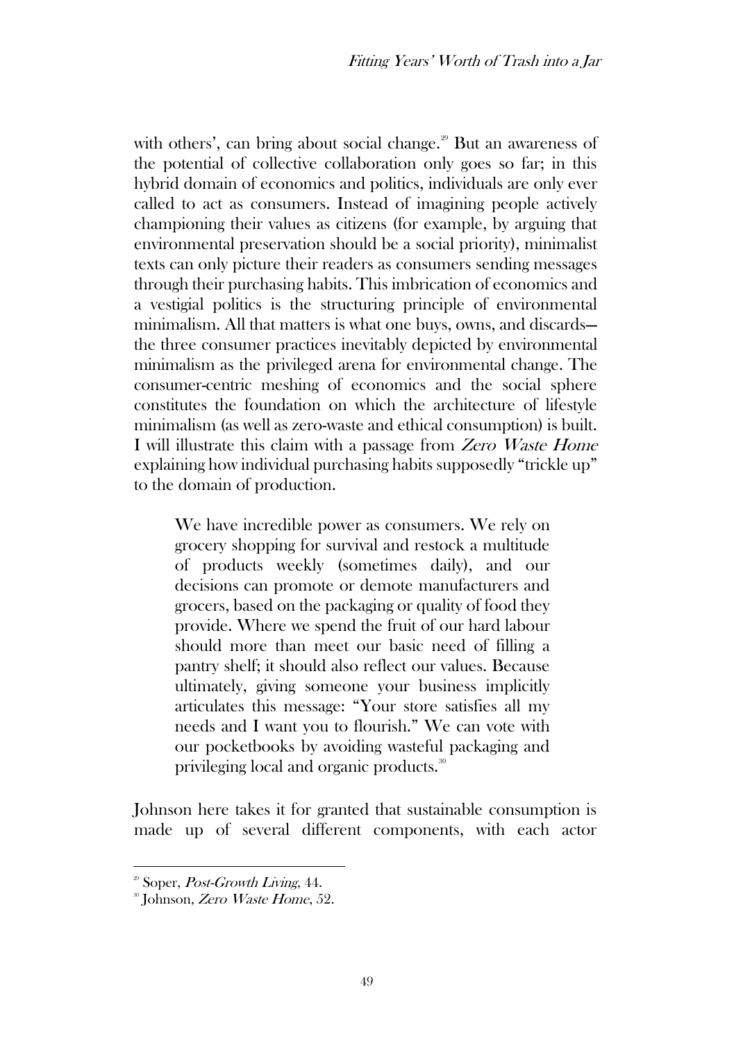with others', can bring about social change.[29] But an awareness of the potential of collective collaboration only goes so far; in this hybrid domain of economics and politics, individuals are only ever called to act as consumers. Instead of imagining people actively championing their values as citizens (for example, by arguing that environmental preservation should be a social priority), minimalist texts can only picture their readers as consumers sending messages through their purchasing habits. This imbrication of economics and a vestigial politics is the structuring principle of environmental minimalism. All that matters is what one buys, owns, and discards—the three consumer practices inevitably depicted by environmental minimalism as the privileged arena for environmental change. The consumer-centric meshing of economics and the social sphere constitutes the foundation on which the architecture of lifestyle minimalism (as well as zero-waste and ethical consumption) is built. I will illustrate this claim with a passage from *Zero Waste Home* explaining how individual purchasing habits supposedly "trickle up" to the domain of production.

> We have incredible power as consumers. We rely on grocery shopping for survival and restock a multitude of products weekly (sometimes daily), and our decisions can promote or demote manufacturers and grocers, based on the packaging or quality of food they provide. Where we spend the fruit of our hard labour should more than meet our basic need of filling a pantry shelf; it should also reflect our values. Because ultimately, giving someone your business implicitly articulates this message: "Your store satisfies all my needs and I want you to flourish." We can vote with our pocketbooks by avoiding wasteful packaging and privileging local and organic products.[30]

Johnson here takes it for granted that sustainable consumption is made up of several different components, with each actor

---

[29] Soper, *Post-Growth Living*, 44.

[30] Johnson, *Zero Waste Home*, 52.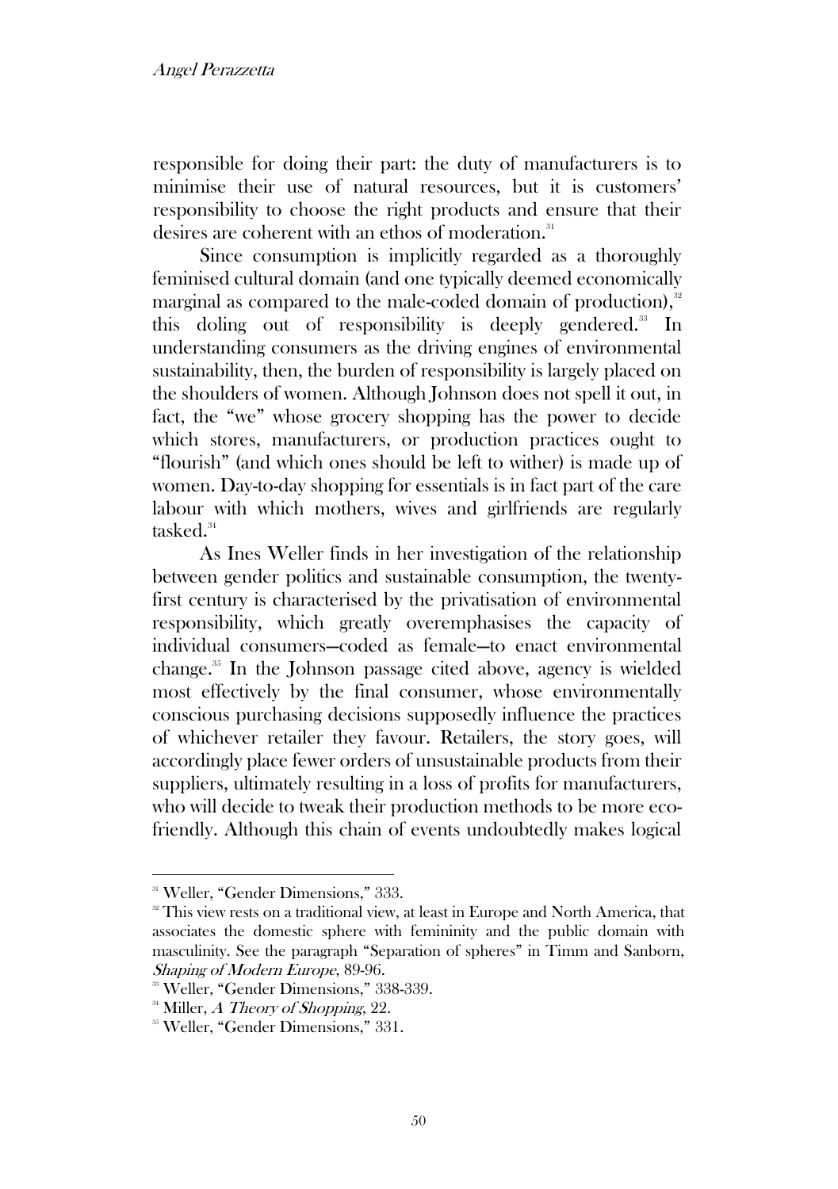responsible for doing their part: the duty of manufacturers is to minimise their use of natural resources, but it is customers' responsibility to choose the right products and ensure that their desires are coherent with an ethos of moderation.[31]

Since consumption is implicitly regarded as a thoroughly feminised cultural domain (and one typically deemed economically marginal as compared to the male-coded domain of production),[32] this doling out of responsibility is deeply gendered.[33] In understanding consumers as the driving engines of environmental sustainability, then, the burden of responsibility is largely placed on the shoulders of women. Although Johnson does not spell it out, in fact, the "we" whose grocery shopping has the power to decide which stores, manufacturers, or production practices ought to "flourish" (and which ones should be left to wither) is made up of women. Day-to-day shopping for essentials is in fact part of the care labour with which mothers, wives and girlfriends are regularly tasked.[34]

As Ines Weller finds in her investigation of the relationship between gender politics and sustainable consumption, the twenty-first century is characterised by the privatisation of environmental responsibility, which greatly overemphasises the capacity of individual consumers—coded as female—to enact environmental change.[35] In the Johnson passage cited above, agency is wielded most effectively by the final consumer, whose environmentally conscious purchasing decisions supposedly influence the practices of whichever retailer they favour. Retailers, the story goes, will accordingly place fewer orders of unsustainable products from their suppliers, ultimately resulting in a loss of profits for manufacturers, who will decide to tweak their production methods to be more eco-friendly. Although this chain of events undoubtedly makes logical

---

[31] Weller, "Gender Dimensions," 333.

[32] This view rests on a traditional view, at least in Europe and North America, that associates the domestic sphere with femininity and the public domain with masculinity. See the paragraph "Separation of spheres" in Timm and Sanborn, *Shaping of Modern Europe*, 89-96.

[33] Weller, "Gender Dimensions," 338-339.

[34] Miller, *A Theory of Shopping*, 22.

[35] Weller, "Gender Dimensions," 331.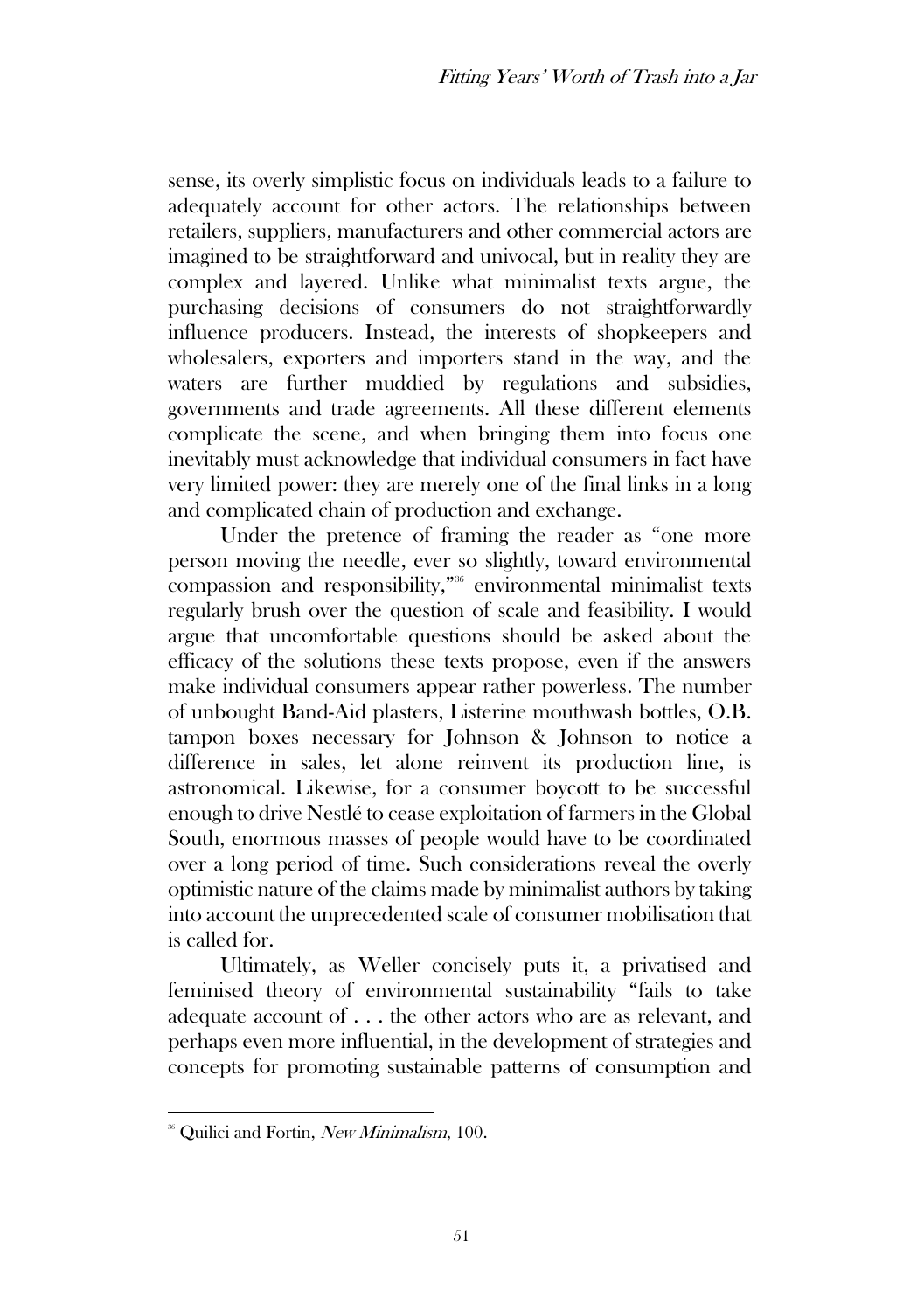sense, its overly simplistic focus on individuals leads to a failure to adequately account for other actors. The relationships between retailers, suppliers, manufacturers and other commercial actors are imagined to be straightforward and univocal, but in reality they are complex and layered. Unlike what minimalist texts argue, the purchasing decisions of consumers do not straightforwardly influence producers. Instead, the interests of shopkeepers and wholesalers, exporters and importers stand in the way, and the waters are further muddied by regulations and subsidies, governments and trade agreements. All these different elements complicate the scene, and when bringing them into focus one inevitably must acknowledge that individual consumers in fact have very limited power: they are merely one of the final links in a long and complicated chain of production and exchange.

Under the pretence of framing the reader as "one more person moving the needle, ever so slightly, toward environmental compassion and responsibility,"[36] environmental minimalist texts regularly brush over the question of scale and feasibility. I would argue that uncomfortable questions should be asked about the efficacy of the solutions these texts propose, even if the answers make individual consumers appear rather powerless. The number of unbought Band-Aid plasters, Listerine mouthwash bottles, O.B. tampon boxes necessary for Johnson & Johnson to notice a difference in sales, let alone reinvent its production line, is astronomical. Likewise, for a consumer boycott to be successful enough to drive Nestlé to cease exploitation of farmers in the Global South, enormous masses of people would have to be coordinated over a long period of time. Such considerations reveal the overly optimistic nature of the claims made by minimalist authors by taking into account the unprecedented scale of consumer mobilisation that is called for.

Ultimately, as Weller concisely puts it, a privatised and feminised theory of environmental sustainability "fails to take adequate account of . . . the other actors who are as relevant, and perhaps even more influential, in the development of strategies and concepts for promoting sustainable patterns of consumption and

---

[36] Quilici and Fortin, *New Minimalism*, 100.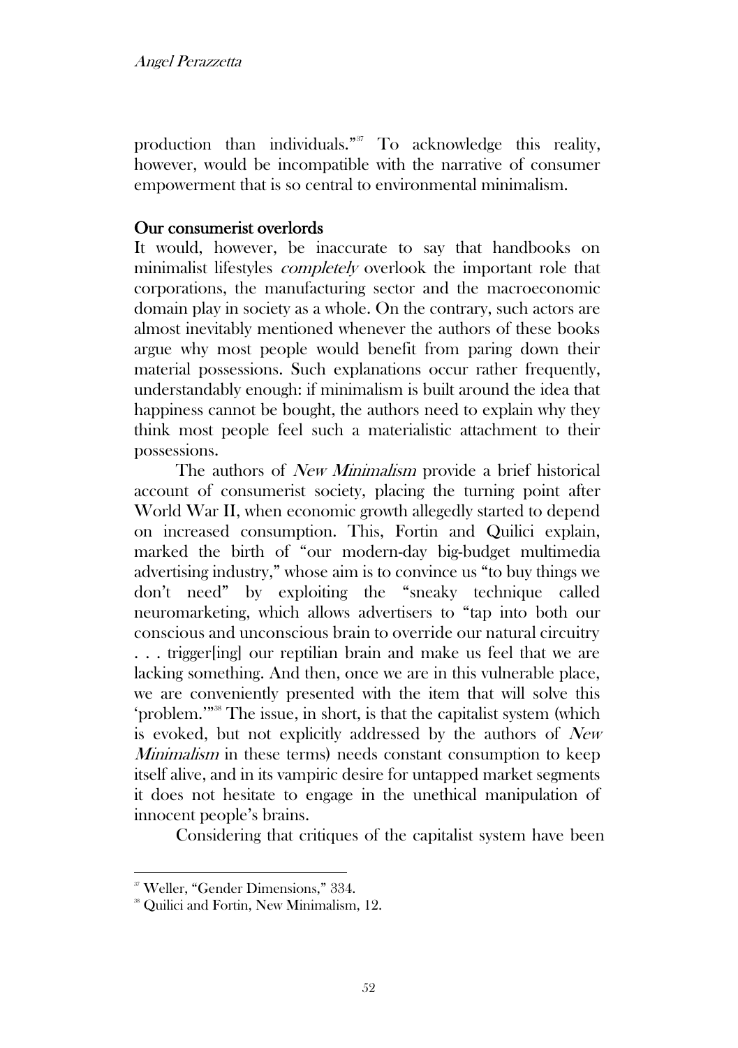production than individuals."[37] To acknowledge this reality, however, would be incompatible with the narrative of consumer empowerment that is so central to environmental minimalism.

## Our consumerist overlords

It would, however, be inaccurate to say that handbooks on minimalist lifestyles *completely* overlook the important role that corporations, the manufacturing sector and the macroeconomic domain play in society as a whole. On the contrary, such actors are almost inevitably mentioned whenever the authors of these books argue why most people would benefit from paring down their material possessions. Such explanations occur rather frequently, understandably enough: if minimalism is built around the idea that happiness cannot be bought, the authors need to explain why they think most people feel such a materialistic attachment to their possessions.

The authors of *New Minimalism* provide a brief historical account of consumerist society, placing the turning point after World War II, when economic growth allegedly started to depend on increased consumption. This, Fortin and Quilici explain, marked the birth of "our modern-day big-budget multimedia advertising industry," whose aim is to convince us "to buy things we don't need" by exploiting the "sneaky technique called neuromarketing, which allows advertisers to "tap into both our conscious and unconscious brain to override our natural circuitry . . . trigger[ing] our reptilian brain and make us feel that we are lacking something. And then, once we are in this vulnerable place, we are conveniently presented with the item that will solve this 'problem.'"[38] The issue, in short, is that the capitalist system (which is evoked, but not explicitly addressed by the authors of *New Minimalism* in these terms) needs constant consumption to keep itself alive, and in its vampiric desire for untapped market segments it does not hesitate to engage in the unethical manipulation of innocent people's brains.

Considering that critiques of the capitalist system have been

---

[37] Weller, "Gender Dimensions," 334.

[38] Quilici and Fortin, New Minimalism, 12.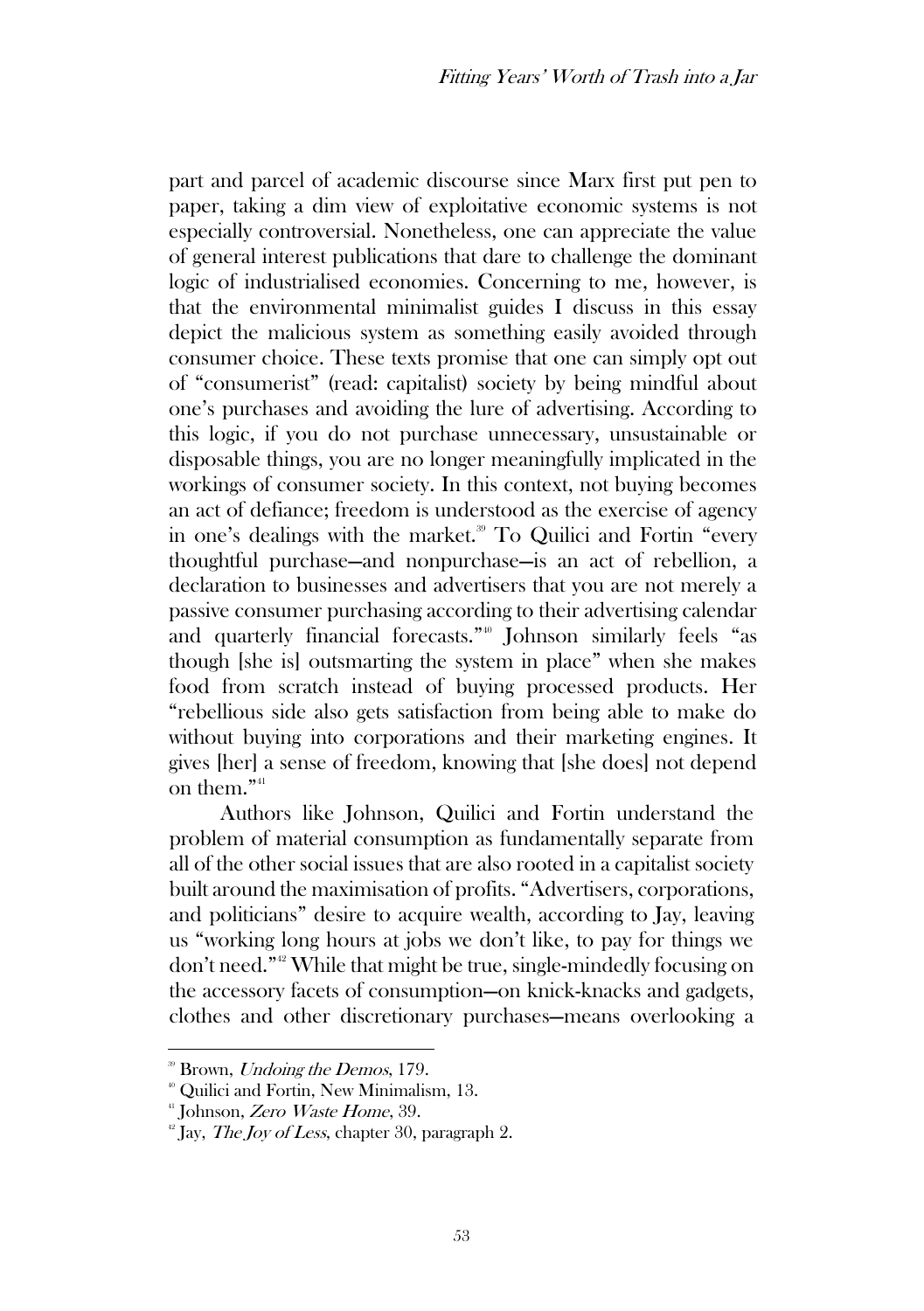part and parcel of academic discourse since Marx first put pen to paper, taking a dim view of exploitative economic systems is not especially controversial. Nonetheless, one can appreciate the value of general interest publications that dare to challenge the dominant logic of industrialised economies. Concerning to me, however, is that the environmental minimalist guides I discuss in this essay depict the malicious system as something easily avoided through consumer choice. These texts promise that one can simply opt out of "consumerist" (read: capitalist) society by being mindful about one's purchases and avoiding the lure of advertising. According to this logic, if you do not purchase unnecessary, unsustainable or disposable things, you are no longer meaningfully implicated in the workings of consumer society. In this context, not buying becomes an act of defiance; freedom is understood as the exercise of agency in one's dealings with the market.[39] To Quilici and Fortin "every thoughtful purchase—and nonpurchase—is an act of rebellion, a declaration to businesses and advertisers that you are not merely a passive consumer purchasing according to their advertising calendar and quarterly financial forecasts."[40] Johnson similarly feels "as though [she is] outsmarting the system in place" when she makes food from scratch instead of buying processed products. Her "rebellious side also gets satisfaction from being able to make do without buying into corporations and their marketing engines. It gives [her] a sense of freedom, knowing that [she does] not depend on them."[41]

Authors like Johnson, Quilici and Fortin understand the problem of material consumption as fundamentally separate from all of the other social issues that are also rooted in a capitalist society built around the maximisation of profits. "Advertisers, corporations, and politicians" desire to acquire wealth, according to Jay, leaving us "working long hours at jobs we don't like, to pay for things we don't need."[42] While that might be true, single-mindedly focusing on the accessory facets of consumption—on knick-knacks and gadgets, clothes and other discretionary purchases—means overlooking a

[39] Brown, *Undoing the Demos*, 179.

[40] Quilici and Fortin, New Minimalism, 13.

[41] Johnson, *Zero Waste Home*, 39.

[42] Jay, *The Joy of Less*, chapter 30, paragraph 2.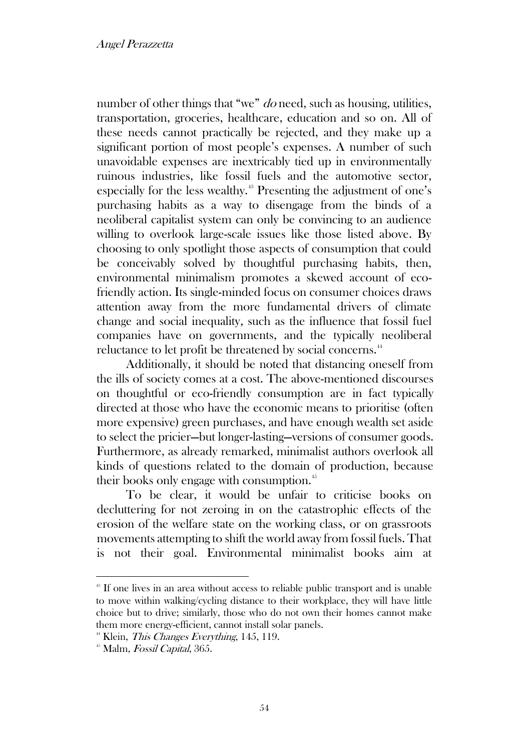number of other things that "we" *do* need, such as housing, utilities, transportation, groceries, healthcare, education and so on. All of these needs cannot practically be rejected, and they make up a significant portion of most people's expenses. A number of such unavoidable expenses are inextricably tied up in environmentally ruinous industries, like fossil fuels and the automotive sector, especially for the less wealthy.[43] Presenting the adjustment of one's purchasing habits as a way to disengage from the binds of a neoliberal capitalist system can only be convincing to an audience willing to overlook large-scale issues like those listed above. By choosing to only spotlight those aspects of consumption that could be conceivably solved by thoughtful purchasing habits, then, environmental minimalism promotes a skewed account of eco-friendly action. Its single-minded focus on consumer choices draws attention away from the more fundamental drivers of climate change and social inequality, such as the influence that fossil fuel companies have on governments, and the typically neoliberal reluctance to let profit be threatened by social concerns.[44]

Additionally, it should be noted that distancing oneself from the ills of society comes at a cost. The above-mentioned discourses on thoughtful or eco-friendly consumption are in fact typically directed at those who have the economic means to prioritise (often more expensive) green purchases, and have enough wealth set aside to select the pricier—but longer-lasting—versions of consumer goods. Furthermore, as already remarked, minimalist authors overlook all kinds of questions related to the domain of production, because their books only engage with consumption.[45]

To be clear, it would be unfair to criticise books on decluttering for not zeroing in on the catastrophic effects of the erosion of the welfare state on the working class, or on grassroots movements attempting to shift the world away from fossil fuels. That is not their goal. Environmental minimalist books aim at

---

[43] If one lives in an area without access to reliable public transport and is unable to move within walking/cycling distance to their workplace, they will have little choice but to drive; similarly, those who do not own their homes cannot make them more energy-efficient, cannot install solar panels.

[44] Klein, *This Changes Everything*, 145, 119.

[45] Malm, *Fossil Capital*, 365.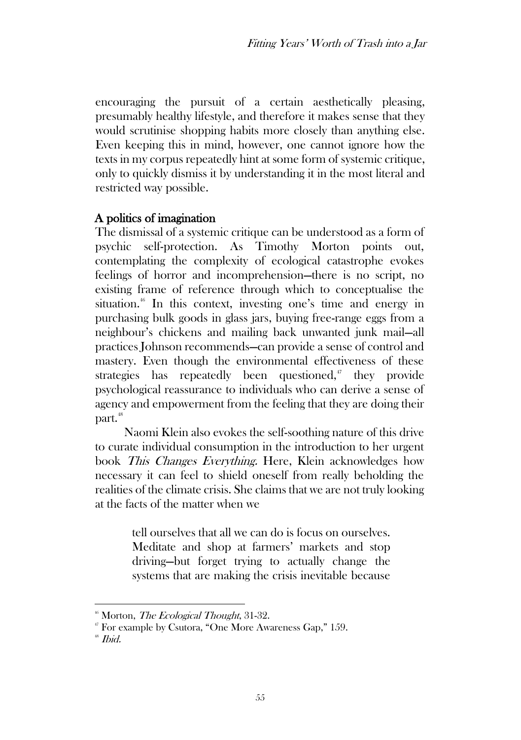encouraging the pursuit of a certain aesthetically pleasing, presumably healthy lifestyle, and therefore it makes sense that they would scrutinise shopping habits more closely than anything else. Even keeping this in mind, however, one cannot ignore how the texts in my corpus repeatedly hint at some form of systemic critique, only to quickly dismiss it by understanding it in the most literal and restricted way possible.

## A politics of imagination

The dismissal of a systemic critique can be understood as a form of psychic self-protection. As Timothy Morton points out, contemplating the complexity of ecological catastrophe evokes feelings of horror and incomprehension—there is no script, no existing frame of reference through which to conceptualise the situation.[46] In this context, investing one's time and energy in purchasing bulk goods in glass jars, buying free-range eggs from a neighbour's chickens and mailing back unwanted junk mail—all practices Johnson recommends—can provide a sense of control and mastery. Even though the environmental effectiveness of these strategies has repeatedly been questioned,[47] they provide psychological reassurance to individuals who can derive a sense of agency and empowerment from the feeling that they are doing their part.[48]

Naomi Klein also evokes the self-soothing nature of this drive to curate individual consumption in the introduction to her urgent book *This Changes Everything.* Here, Klein acknowledges how necessary it can feel to shield oneself from really beholding the realities of the climate crisis. She claims that we are not truly looking at the facts of the matter when we

> tell ourselves that all we can do is focus on ourselves. Meditate and shop at farmers' markets and stop driving—but forget trying to actually change the systems that are making the crisis inevitable because

---

[46] Morton, *The Ecological Thought*, 31-32.

[47] For example by Csutora, "One More Awareness Gap," 159.

[48] *Ibid.*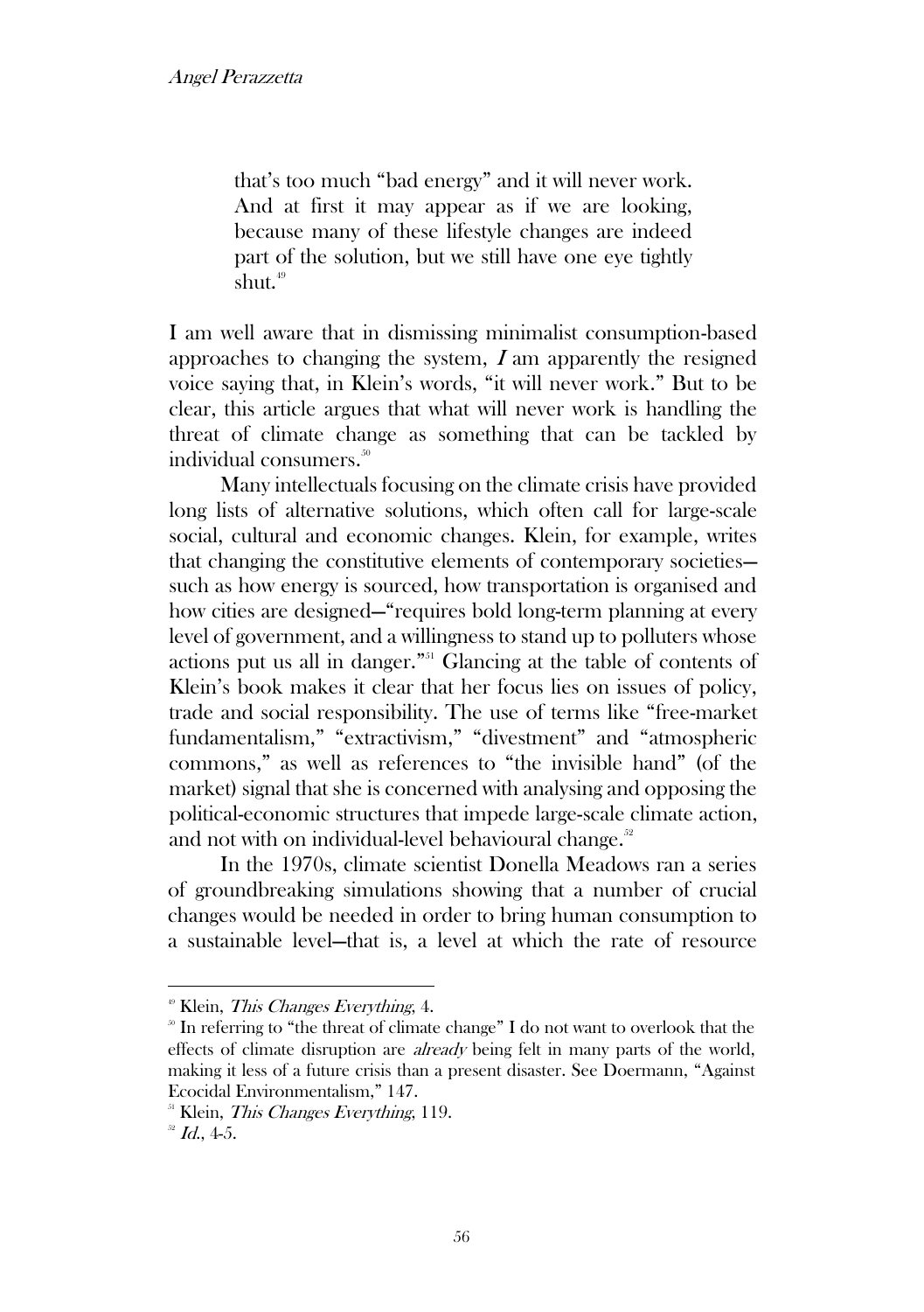> that's too much "bad energy" and it will never work. And at first it may appear as if we are looking, because many of these lifestyle changes are indeed part of the solution, but we still have one eye tightly shut.[49]

I am well aware that in dismissing minimalist consumption-based approaches to changing the system, ***I*** am apparently the resigned voice saying that, in Klein's words, "it will never work." But to be clear, this article argues that what will never work is handling the threat of climate change as something that can be tackled by individual consumers.[50]

Many intellectuals focusing on the climate crisis have provided long lists of alternative solutions, which often call for large-scale social, cultural and economic changes. Klein, for example, writes that changing the constitutive elements of contemporary societies—such as how energy is sourced, how transportation is organised and how cities are designed—"requires bold long-term planning at every level of government, and a willingness to stand up to polluters whose actions put us all in danger."[51] Glancing at the table of contents of Klein's book makes it clear that her focus lies on issues of policy, trade and social responsibility. The use of terms like "free-market fundamentalism," "extractivism," "divestment" and "atmospheric commons," as well as references to "the invisible hand" (of the market) signal that she is concerned with analysing and opposing the political-economic structures that impede large-scale climate action, and not with on individual-level behavioural change.[52]

In the 1970s, climate scientist Donella Meadows ran a series of groundbreaking simulations showing that a number of crucial changes would be needed in order to bring human consumption to a sustainable level—that is, a level at which the rate of resource

---

[49] Klein, *This Changes Everything*, 4.

[50] In referring to "the threat of climate change" I do not want to overlook that the effects of climate disruption are *already* being felt in many parts of the world, making it less of a future crisis than a present disaster. See Doermann, "Against Ecocidal Environmentalism," 147.

[51] Klein, *This Changes Everything*, 119.

[52] *Id.*, 4-5.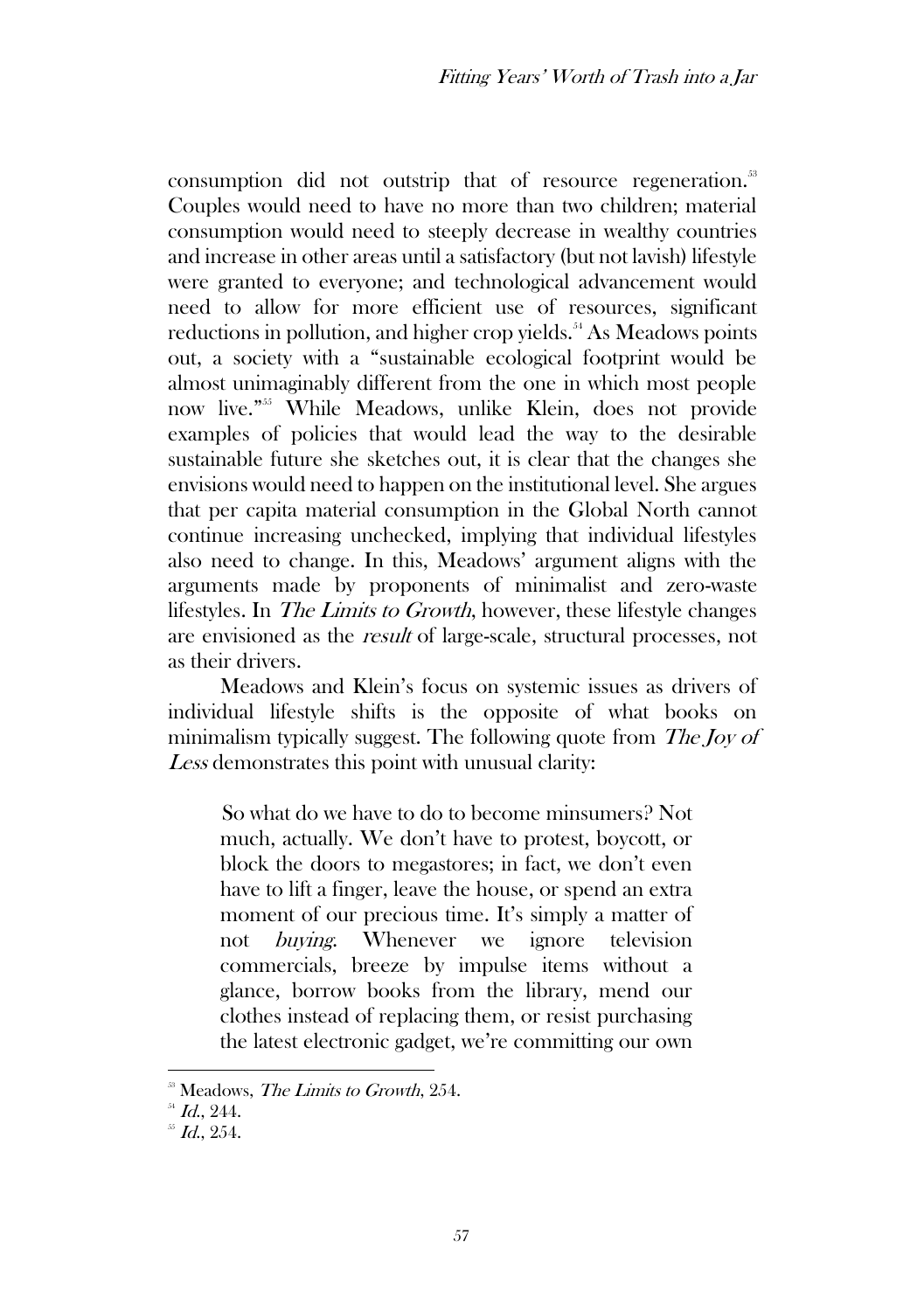consumption did not outstrip that of resource regeneration.[53] Couples would need to have no more than two children; material consumption would need to steeply decrease in wealthy countries and increase in other areas until a satisfactory (but not lavish) lifestyle were granted to everyone; and technological advancement would need to allow for more efficient use of resources, significant reductions in pollution, and higher crop yields.[54] As Meadows points out, a society with a "sustainable ecological footprint would be almost unimaginably different from the one in which most people now live."[55] While Meadows, unlike Klein, does not provide examples of policies that would lead the way to the desirable sustainable future she sketches out, it is clear that the changes she envisions would need to happen on the institutional level. She argues that per capita material consumption in the Global North cannot continue increasing unchecked, implying that individual lifestyles also need to change. In this, Meadows' argument aligns with the arguments made by proponents of minimalist and zero-waste lifestyles. In *The Limits to Growth*, however, these lifestyle changes are envisioned as the *result* of large-scale, structural processes, not as their drivers.

Meadows and Klein's focus on systemic issues as drivers of individual lifestyle shifts is the opposite of what books on minimalism typically suggest. The following quote from *The Joy of Less* demonstrates this point with unusual clarity:

> So what do we have to do to become minsumers? Not much, actually. We don't have to protest, boycott, or block the doors to megastores; in fact, we don't even have to lift a finger, leave the house, or spend an extra moment of our precious time. It's simply a matter of not *buying*. Whenever we ignore television commercials, breeze by impulse items without a glance, borrow books from the library, mend our clothes instead of replacing them, or resist purchasing the latest electronic gadget, we're committing our own

---

[53] Meadows, *The Limits to Growth*, 254.

[54] *Id.*, 244.

[55] *Id.*, 254.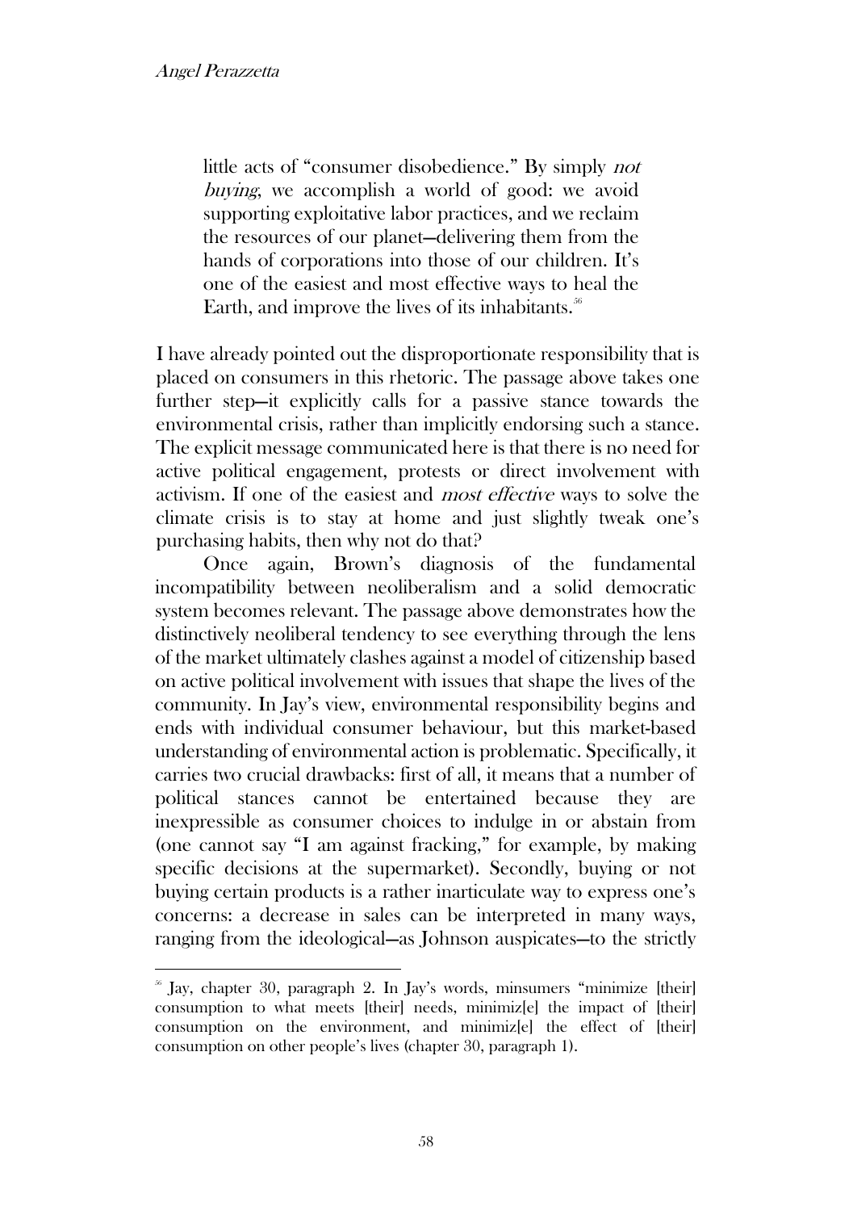> little acts of "consumer disobedience." By simply *not buying*, we accomplish a world of good: we avoid supporting exploitative labor practices, and we reclaim the resources of our planet—delivering them from the hands of corporations into those of our children. It's one of the easiest and most effective ways to heal the Earth, and improve the lives of its inhabitants.[56]

I have already pointed out the disproportionate responsibility that is placed on consumers in this rhetoric. The passage above takes one further step—it explicitly calls for a passive stance towards the environmental crisis, rather than implicitly endorsing such a stance. The explicit message communicated here is that there is no need for active political engagement, protests or direct involvement with activism. If one of the easiest and *most effective* ways to solve the climate crisis is to stay at home and just slightly tweak one's purchasing habits, then why not do that?

Once again, Brown's diagnosis of the fundamental incompatibility between neoliberalism and a solid democratic system becomes relevant. The passage above demonstrates how the distinctively neoliberal tendency to see everything through the lens of the market ultimately clashes against a model of citizenship based on active political involvement with issues that shape the lives of the community. In Jay's view, environmental responsibility begins and ends with individual consumer behaviour, but this market-based understanding of environmental action is problematic. Specifically, it carries two crucial drawbacks: first of all, it means that a number of political stances cannot be entertained because they are inexpressible as consumer choices to indulge in or abstain from (one cannot say "I am against fracking," for example, by making specific decisions at the supermarket). Secondly, buying or not buying certain products is a rather inarticulate way to express one's concerns: a decrease in sales can be interpreted in many ways, ranging from the ideological—as Johnson auspicates—to the strictly

---

[56] Jay, chapter 30, paragraph 2. In Jay's words, minsumers "minimize [their] consumption to what meets [their] needs, minimiz[e] the impact of [their] consumption on the environment, and minimiz[e] the effect of [their] consumption on other people's lives (chapter 30, paragraph 1).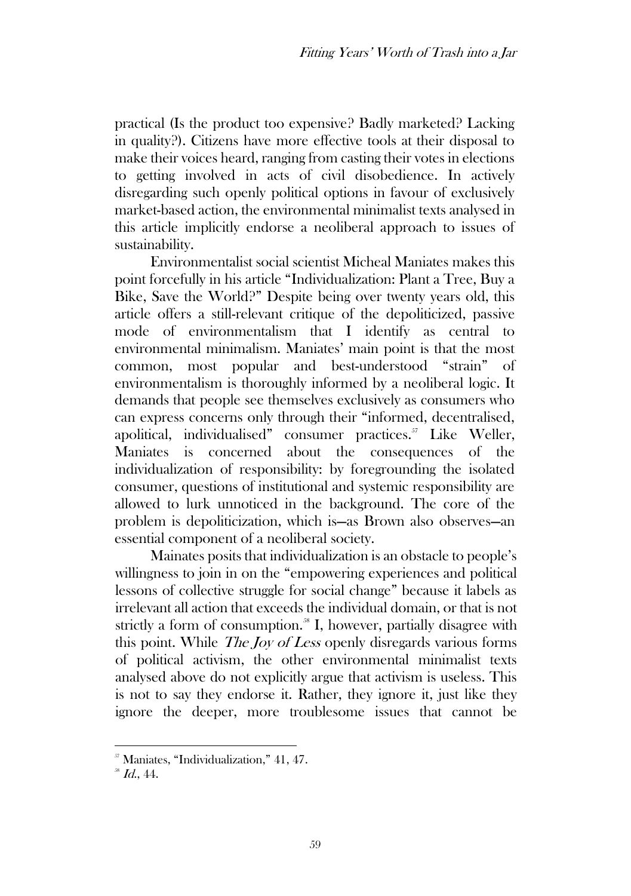practical (Is the product too expensive? Badly marketed? Lacking in quality?). Citizens have more effective tools at their disposal to make their voices heard, ranging from casting their votes in elections to getting involved in acts of civil disobedience. In actively disregarding such openly political options in favour of exclusively market-based action, the environmental minimalist texts analysed in this article implicitly endorse a neoliberal approach to issues of sustainability.

Environmentalist social scientist Micheal Maniates makes this point forcefully in his article "Individualization: Plant a Tree, Buy a Bike, Save the World?" Despite being over twenty years old, this article offers a still-relevant critique of the depoliticized, passive mode of environmentalism that I identify as central to environmental minimalism. Maniates' main point is that the most common, most popular and best-understood "strain" of environmentalism is thoroughly informed by a neoliberal logic. It demands that people see themselves exclusively as consumers who can express concerns only through their "informed, decentralised, apolitical, individualised" consumer practices.[57] Like Weller, Maniates is concerned about the consequences of the individualization of responsibility: by foregrounding the isolated consumer, questions of institutional and systemic responsibility are allowed to lurk unnoticed in the background. The core of the problem is depoliticization, which is—as Brown also observes—an essential component of a neoliberal society.

Mainates posits that individualization is an obstacle to people's willingness to join in on the "empowering experiences and political lessons of collective struggle for social change" because it labels as irrelevant all action that exceeds the individual domain, or that is not strictly a form of consumption.[58] I, however, partially disagree with this point. While *The Joy of Less* openly disregards various forms of political activism, the other environmental minimalist texts analysed above do not explicitly argue that activism is useless. This is not to say they endorse it. Rather, they ignore it, just like they ignore the deeper, more troublesome issues that cannot be

[57] Maniates, "Individualization," 41, 47.

[58] *Id.*, 44.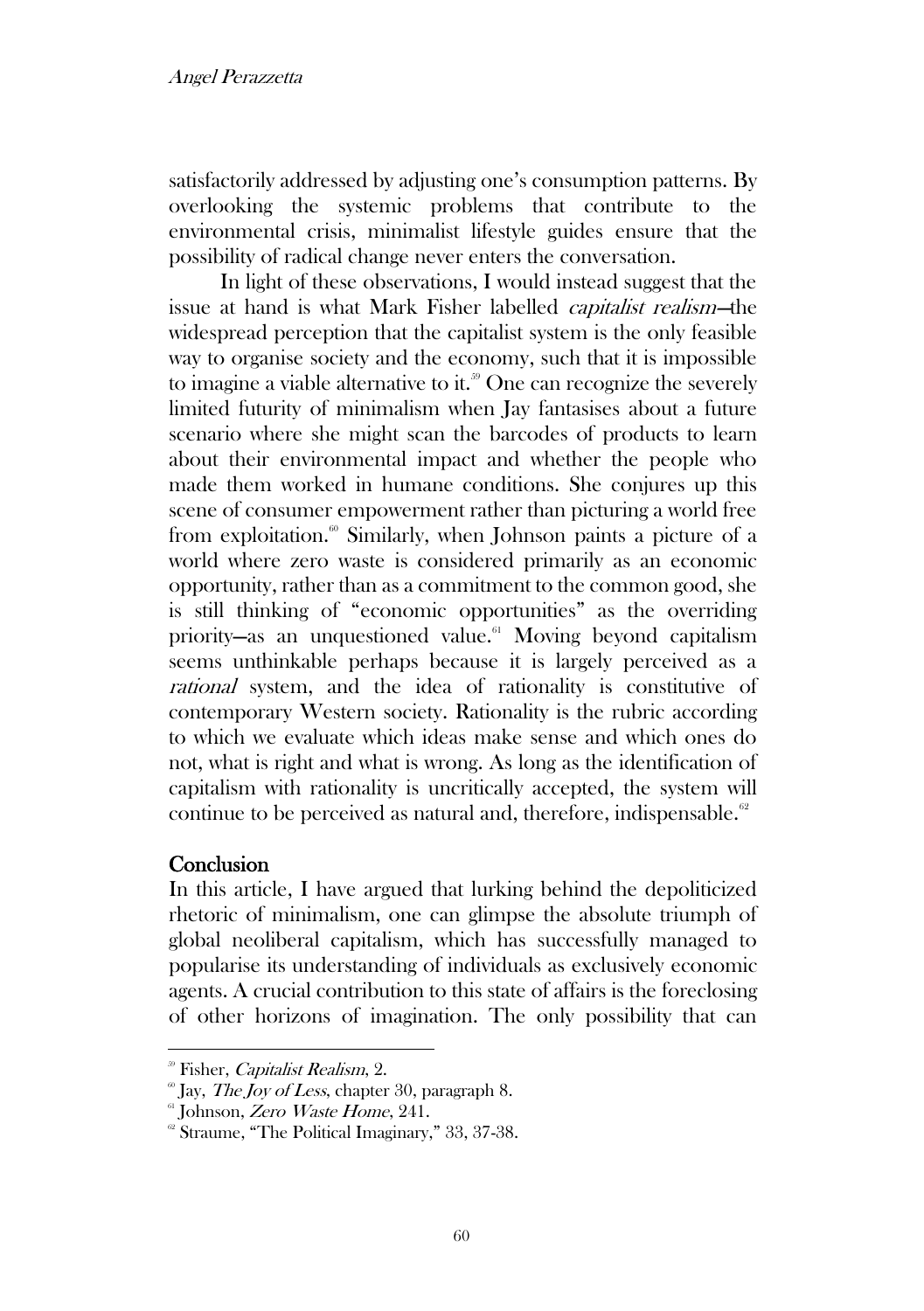satisfactorily addressed by adjusting one's consumption patterns. By overlooking the systemic problems that contribute to the environmental crisis, minimalist lifestyle guides ensure that the possibility of radical change never enters the conversation.

In light of these observations, I would instead suggest that the issue at hand is what Mark Fisher labelled *capitalist realism*—the widespread perception that the capitalist system is the only feasible way to organise society and the economy, such that it is impossible to imagine a viable alternative to it.[59] One can recognize the severely limited futurity of minimalism when Jay fantasises about a future scenario where she might scan the barcodes of products to learn about their environmental impact and whether the people who made them worked in humane conditions. She conjures up this scene of consumer empowerment rather than picturing a world free from exploitation.[60] Similarly, when Johnson paints a picture of a world where zero waste is considered primarily as an economic opportunity, rather than as a commitment to the common good, she is still thinking of "economic opportunities" as the overriding priority—as an unquestioned value.[61] Moving beyond capitalism seems unthinkable perhaps because it is largely perceived as a *rational* system, and the idea of rationality is constitutive of contemporary Western society. Rationality is the rubric according to which we evaluate which ideas make sense and which ones do not, what is right and what is wrong. As long as the identification of capitalism with rationality is uncritically accepted, the system will continue to be perceived as natural and, therefore, indispensable.[62]

## Conclusion

In this article, I have argued that lurking behind the depoliticized rhetoric of minimalism, one can glimpse the absolute triumph of global neoliberal capitalism, which has successfully managed to popularise its understanding of individuals as exclusively economic agents. A crucial contribution to this state of affairs is the foreclosing of other horizons of imagination. The only possibility that can

---

[59] Fisher, *Capitalist Realism*, 2.

[60] Jay, *The Joy of Less*, chapter 30, paragraph 8.

[61] Johnson, *Zero Waste Home*, 241.

[62] Straume, "The Political Imaginary," 33, 37-38.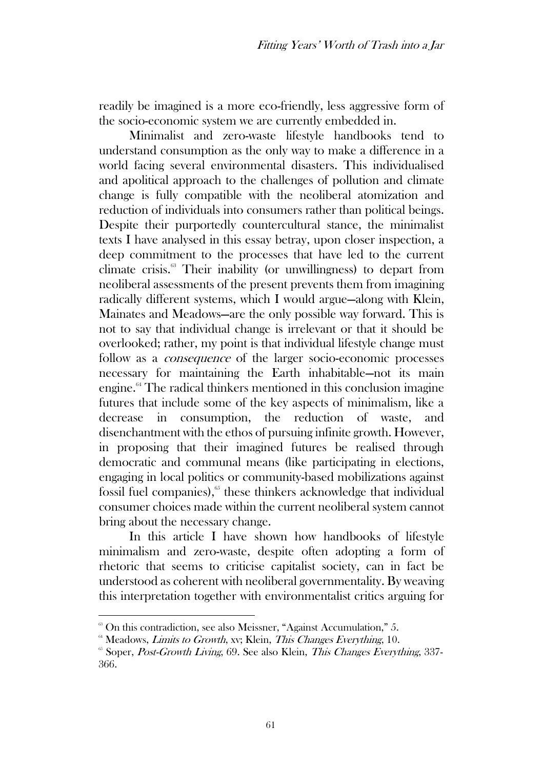readily be imagined is a more eco-friendly, less aggressive form of the socio-economic system we are currently embedded in.

Minimalist and zero-waste lifestyle handbooks tend to understand consumption as the only way to make a difference in a world facing several environmental disasters. This individualised and apolitical approach to the challenges of pollution and climate change is fully compatible with the neoliberal atomization and reduction of individuals into consumers rather than political beings. Despite their purportedly countercultural stance, the minimalist texts I have analysed in this essay betray, upon closer inspection, a deep commitment to the processes that have led to the current climate crisis.[63] Their inability (or unwillingness) to depart from neoliberal assessments of the present prevents them from imagining radically different systems, which I would argue—along with Klein, Mainates and Meadows—are the only possible way forward. This is not to say that individual change is irrelevant or that it should be overlooked; rather, my point is that individual lifestyle change must follow as a *consequence* of the larger socio-economic processes necessary for maintaining the Earth inhabitable—not its main engine.[64] The radical thinkers mentioned in this conclusion imagine futures that include some of the key aspects of minimalism, like a decrease in consumption, the reduction of waste, and disenchantment with the ethos of pursuing infinite growth. However, in proposing that their imagined futures be realised through democratic and communal means (like participating in elections, engaging in local politics or community-based mobilizations against fossil fuel companies),[65] these thinkers acknowledge that individual consumer choices made within the current neoliberal system cannot bring about the necessary change.

In this article I have shown how handbooks of lifestyle minimalism and zero-waste, despite often adopting a form of rhetoric that seems to criticise capitalist society, can in fact be understood as coherent with neoliberal governmentality. By weaving this interpretation together with environmentalist critics arguing for

---

[63] On this contradiction, see also Meissner, "Against Accumulation," 5.

[64] Meadows, *Limits to Growth*, xv; Klein, *This Changes Everything*, 10.

[65] Soper, *Post-Growth Living*, 69. See also Klein, *This Changes Everything*, 337-366.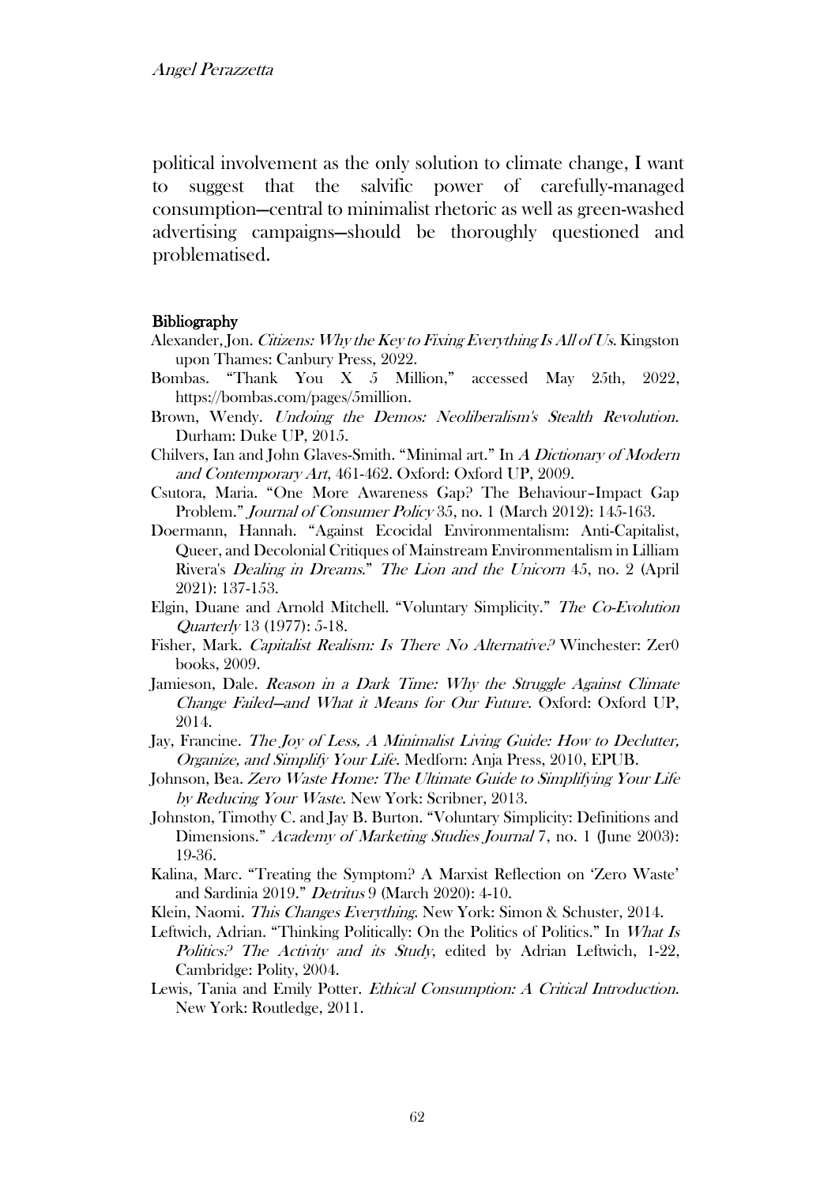political involvement as the only solution to climate change, I want to suggest that the salvific power of carefully-managed consumption—central to minimalist rhetoric as well as green-washed advertising campaigns—should be thoroughly questioned and problematised.

**Bibliography**

Alexander, Jon. *Citizens: Why the Key to Fixing Everything Is All of Us*. Kingston upon Thames: Canbury Press, 2022.

Bombas. "Thank You X 5 Million," accessed May 25th, 2022, https://bombas.com/pages/5million.

Brown, Wendy. *Undoing the Demos: Neoliberalism's Stealth Revolution*. Durham: Duke UP, 2015.

Chilvers, Ian and John Glaves-Smith. "Minimal art." In *A Dictionary of Modern and Contemporary Art*, 461-462. Oxford: Oxford UP, 2009.

Csutora, Maria. "One More Awareness Gap? The Behaviour–Impact Gap Problem." *Journal of Consumer Policy* 35, no. 1 (March 2012): 145-163.

Doermann, Hannah. "Against Ecocidal Environmentalism: Anti-Capitalist, Queer, and Decolonial Critiques of Mainstream Environmentalism in Lilliam Rivera's *Dealing in Dreams*." *The Lion and the Unicorn* 45, no. 2 (April 2021): 137-153.

Elgin, Duane and Arnold Mitchell. "Voluntary Simplicity." *The Co-Evolution Quarterly* 13 (1977): 5-18.

Fisher, Mark. *Capitalist Realism: Is There No Alternative?* Winchester: Zer0 books, 2009.

Jamieson, Dale. *Reason in a Dark Time: Why the Struggle Against Climate Change Failed—and What it Means for Our Future*. Oxford: Oxford UP, 2014.

Jay, Francine. *The Joy of Less, A Minimalist Living Guide: How to Declutter, Organize, and Simplify Your Life*. Medforn: Anja Press, 2010, EPUB.

Johnson, Bea. *Zero Waste Home: The Ultimate Guide to Simplifying Your Life by Reducing Your Waste*. New York: Scribner, 2013.

Johnston, Timothy C. and Jay B. Burton. "Voluntary Simplicity: Definitions and Dimensions." *Academy of Marketing Studies Journal* 7, no. 1 (June 2003): 19-36.

Kalina, Marc. "Treating the Symptom? A Marxist Reflection on 'Zero Waste' and Sardinia 2019." *Detritus* 9 (March 2020): 4-10.

Klein, Naomi. *This Changes Everything*. New York: Simon & Schuster, 2014.

Leftwich, Adrian. "Thinking Politically: On the Politics of Politics." In *What Is Politics? The Activity and its Study*, edited by Adrian Leftwich, 1-22, Cambridge: Polity, 2004.

Lewis, Tania and Emily Potter. *Ethical Consumption: A Critical Introduction*. New York: Routledge, 2011.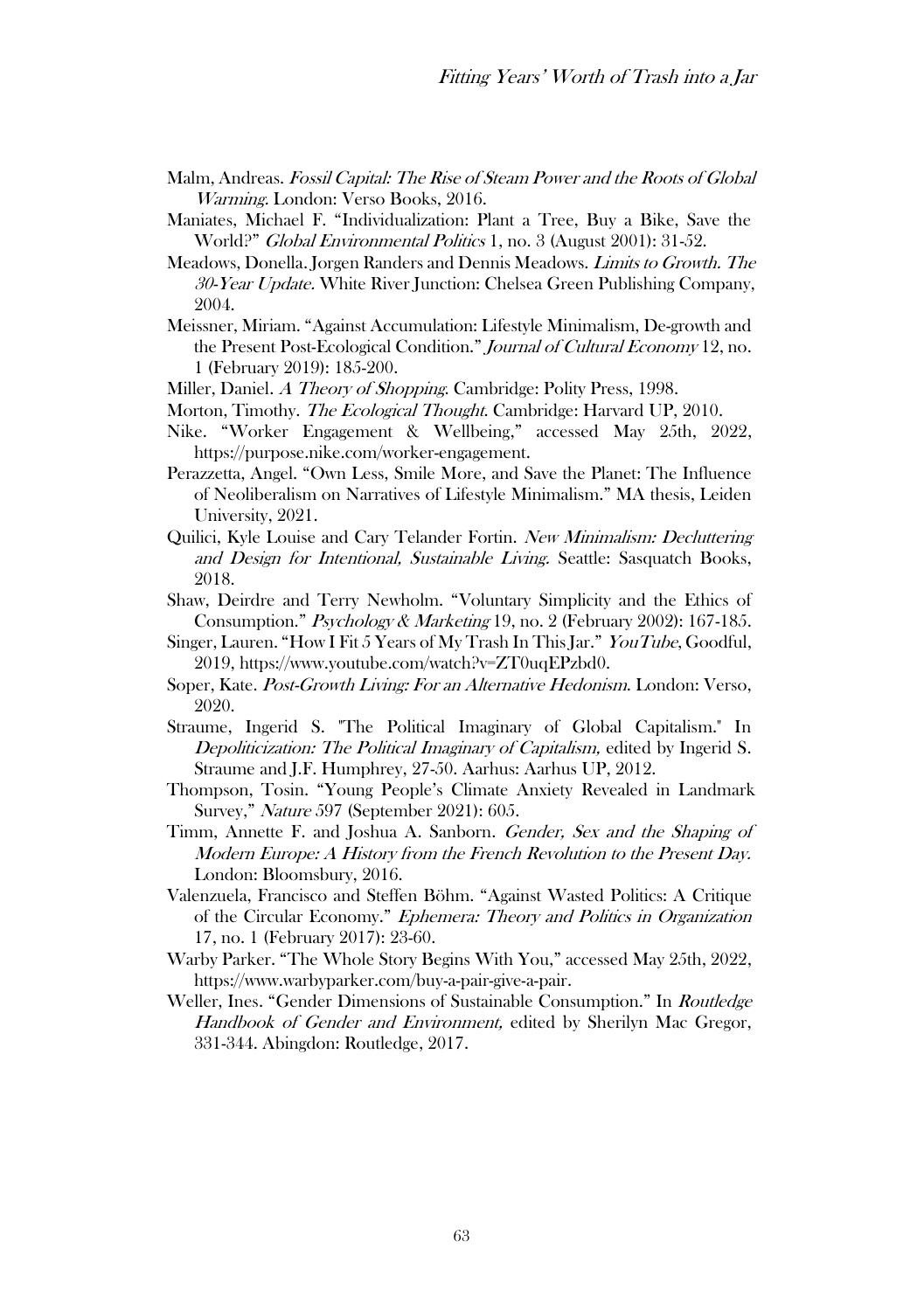Malm, Andreas. *Fossil Capital: The Rise of Steam Power and the Roots of Global Warming*. London: Verso Books, 2016.

Maniates, Michael F. "Individualization: Plant a Tree, Buy a Bike, Save the World?" *Global Environmental Politics* 1, no. 3 (August 2001): 31-52.

Meadows, Donella. Jorgen Randers and Dennis Meadows. *Limits to Growth. The 30-Year Update.* White River Junction: Chelsea Green Publishing Company, 2004.

Meissner, Miriam. "Against Accumulation: Lifestyle Minimalism, De-growth and the Present Post-Ecological Condition." *Journal of Cultural Economy* 12, no. 1 (February 2019): 185-200.

Miller, Daniel. *A Theory of Shopping*. Cambridge: Polity Press, 1998.

Morton, Timothy. *The Ecological Thought*. Cambridge: Harvard UP, 2010.

Nike. "Worker Engagement & Wellbeing," accessed May 25th, 2022, https://purpose.nike.com/worker-engagement.

Perazzetta, Angel. "Own Less, Smile More, and Save the Planet: The Influence of Neoliberalism on Narratives of Lifestyle Minimalism." MA thesis, Leiden University, 2021.

Quilici, Kyle Louise and Cary Telander Fortin. *New Minimalism: Decluttering and Design for Intentional, Sustainable Living.* Seattle: Sasquatch Books, 2018.

Shaw, Deirdre and Terry Newholm. "Voluntary Simplicity and the Ethics of Consumption." *Psychology & Marketing* 19, no. 2 (February 2002): 167-185.

Singer, Lauren. "How I Fit 5 Years of My Trash In This Jar." *YouTube*, Goodful, 2019, https://www.youtube.com/watch?v=ZT0uqEPzbd0.

Soper, Kate. *Post-Growth Living: For an Alternative Hedonism*. London: Verso, 2020.

Straume, Ingerid S. "The Political Imaginary of Global Capitalism." In *Depoliticization: The Political Imaginary of Capitalism,* edited by Ingerid S. Straume and J.F. Humphrey, 27-50. Aarhus: Aarhus UP, 2012.

Thompson, Tosin. "Young People's Climate Anxiety Revealed in Landmark Survey," *Nature* 597 (September 2021): 605.

Timm, Annette F. and Joshua A. Sanborn. *Gender, Sex and the Shaping of Modern Europe: A History from the French Revolution to the Present Day.* London: Bloomsbury, 2016.

Valenzuela, Francisco and Steffen Böhm. "Against Wasted Politics: A Critique of the Circular Economy." *Ephemera: Theory and Politics in Organization* 17, no. 1 (February 2017): 23-60.

Warby Parker. "The Whole Story Begins With You," accessed May 25th, 2022, https://www.warbyparker.com/buy-a-pair-give-a-pair.

Weller, Ines. "Gender Dimensions of Sustainable Consumption." In *Routledge Handbook of Gender and Environment,* edited by Sherilyn Mac Gregor, 331-344. Abingdon: Routledge, 2017.